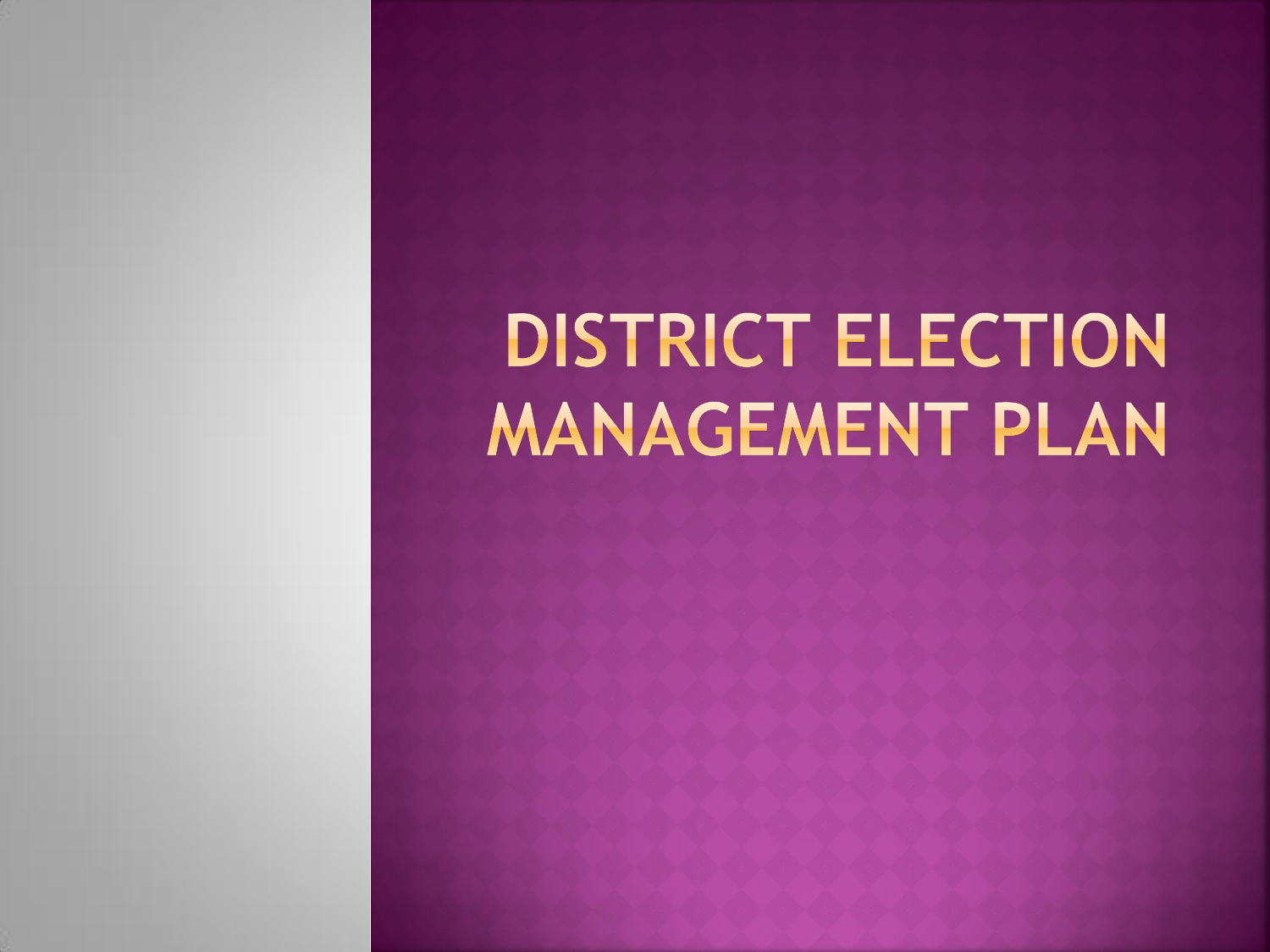# DISTRICT ELECTION MANAGEMENT PLAN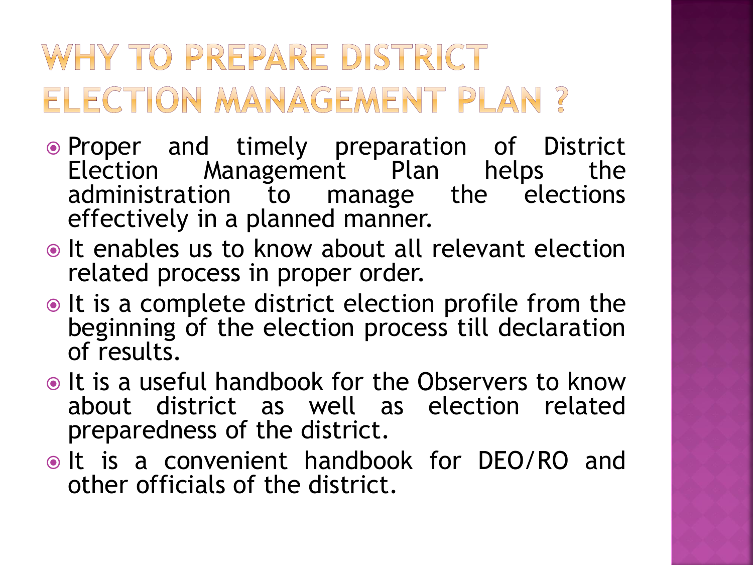# WHY TO PREPARE DISTRICT ELECTION MANAGEMENT PLAN ?

- Proper and timely preparation of District Election Management Plan helps the administration to manage the elections effectively in a planned manner.
- It enables us to know about all relevant election related process in proper order.
- It is a complete district election profile from the beginning of the election process till declaration of results.
- It is a useful handbook for the Observers to know about district as well as election related preparedness of the district.
- It is a convenient handbook for DEO/RO and other officials of the district.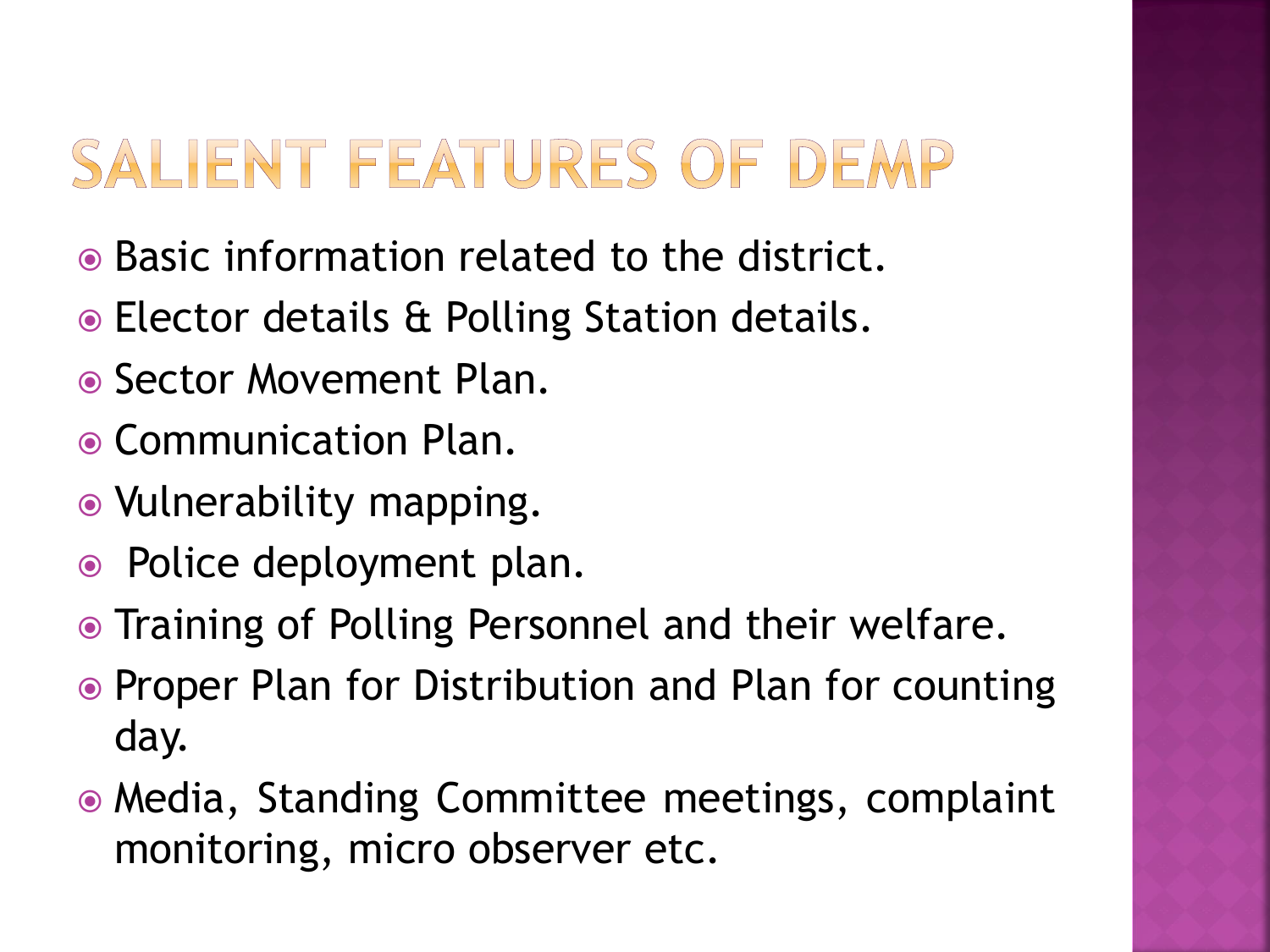# SALIENT FEATURES OF DEMP

- Basic information related to the district.
- Elector details & Polling Station details.
- Sector Movement Plan.
- Communication Plan.
- Vulnerability mapping.
- Police deployment plan.
- Training of Polling Personnel and their welfare.
- Proper Plan for Distribution and Plan for counting day.
- Media, Standing Committee meetings, complaint monitoring, micro observer etc.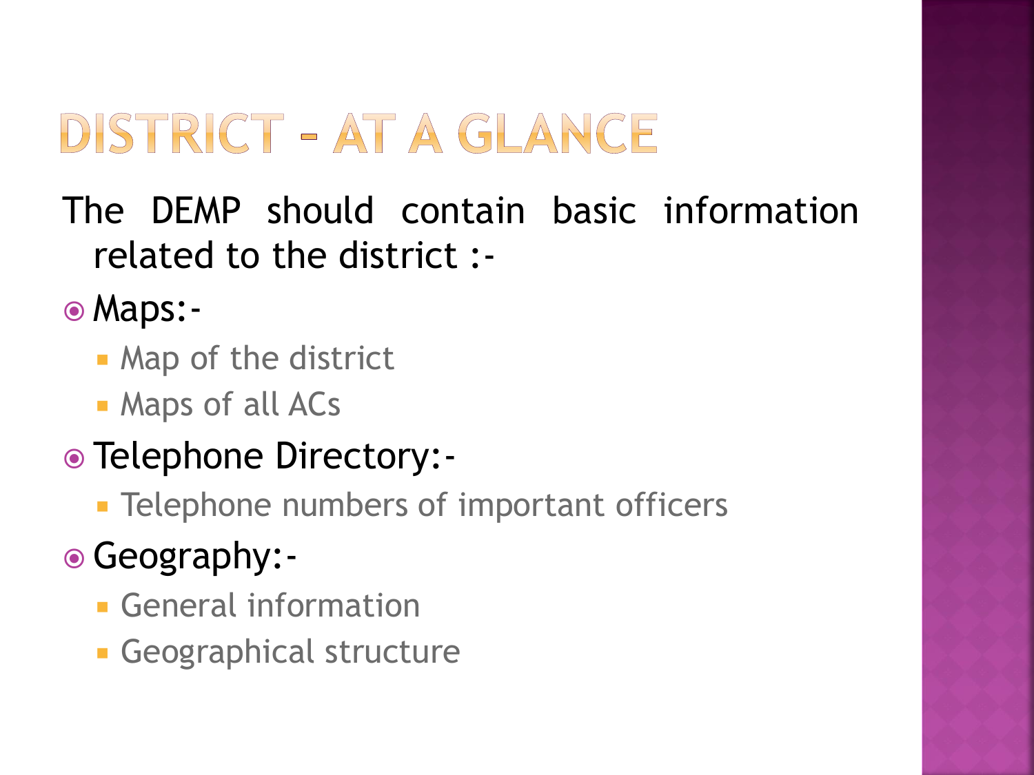# DISTRICT – AT A GLANCE

The DEMP should contain basic information related to the district :-

- Maps:-
  - Map of the district
  - Maps of all ACs
- Telephone Directory:-
  - Telephone numbers of important officers
- Geography:-
  - General information
  - Geographical structure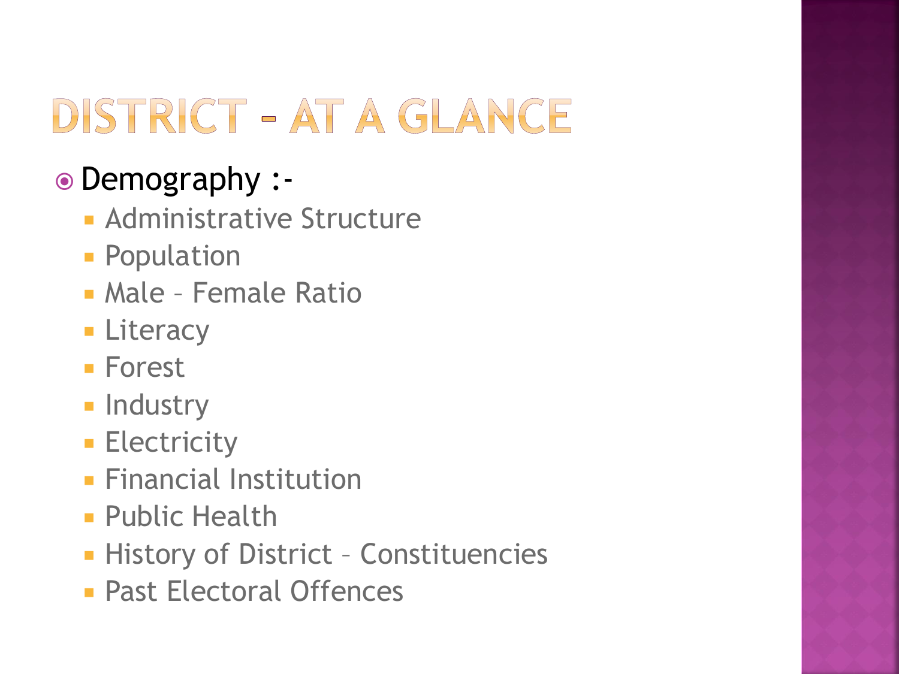# DISTRICT – AT A GLANCE

- Demography :-
  - Administrative Structure
  - Population
  - Male – Female Ratio
  - Literacy
  - Forest
  - Industry
  - Electricity
  - Financial Institution
  - Public Health
  - History of District – Constituencies
  - Past Electoral Offences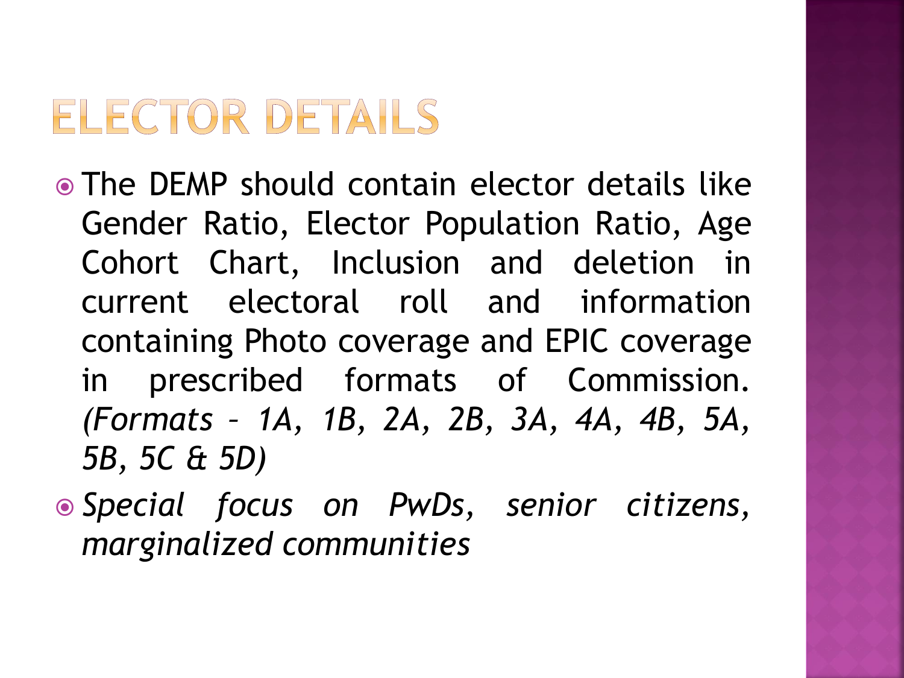# ELECTOR DETAILS

- The DEMP should contain elector details like Gender Ratio, Elector Population Ratio, Age Cohort Chart, Inclusion and deletion in current electoral roll and information containing Photo coverage and EPIC coverage in prescribed formats of Commission. *(Formats – 1A, 1B, 2A, 2B, 3A, 4A, 4B, 5A, 5B, 5C & 5D)*
- *Special focus on PwDs, senior citizens, marginalized communities*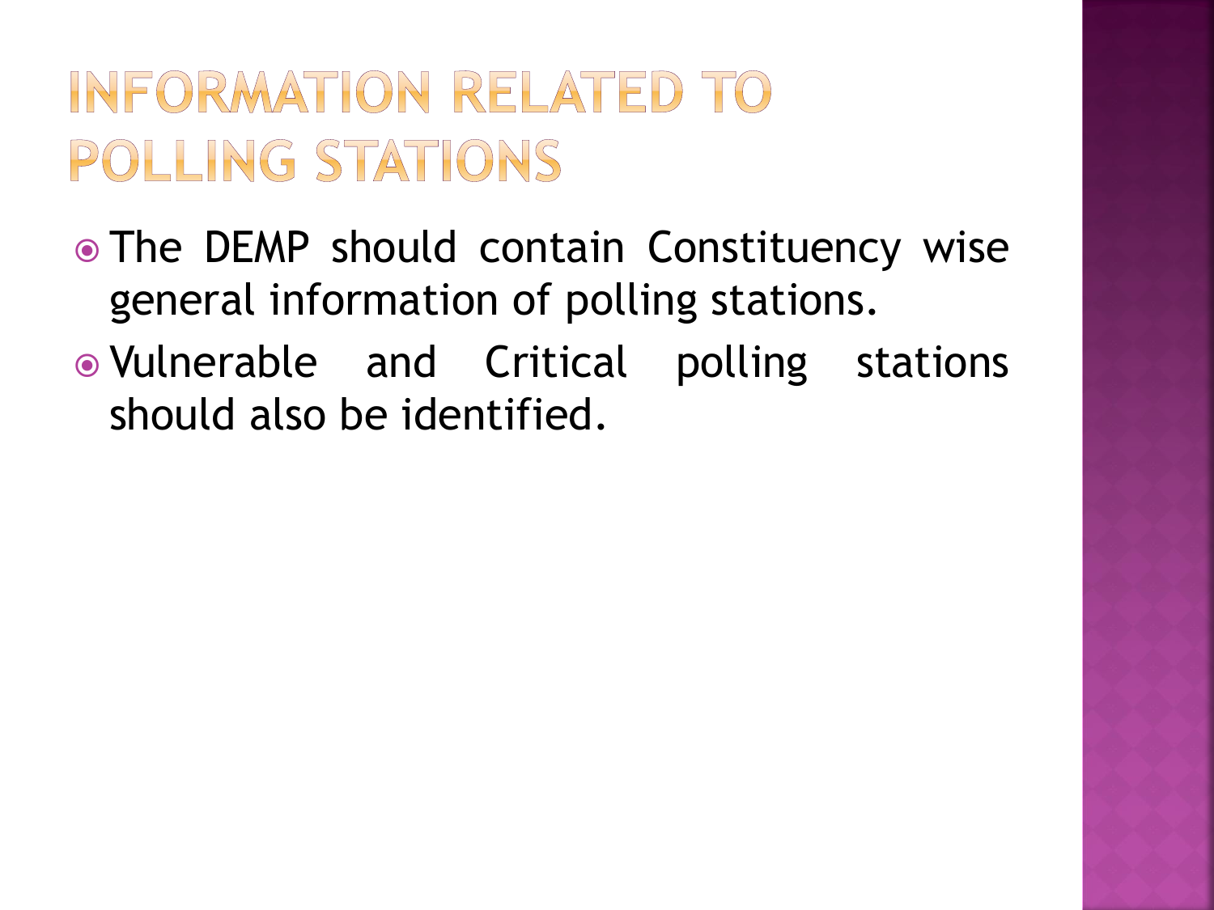# INFORMATION RELATED TO POLLING STATIONS

- The DEMP should contain Constituency wise general information of polling stations.
- Vulnerable and Critical polling stations should also be identified.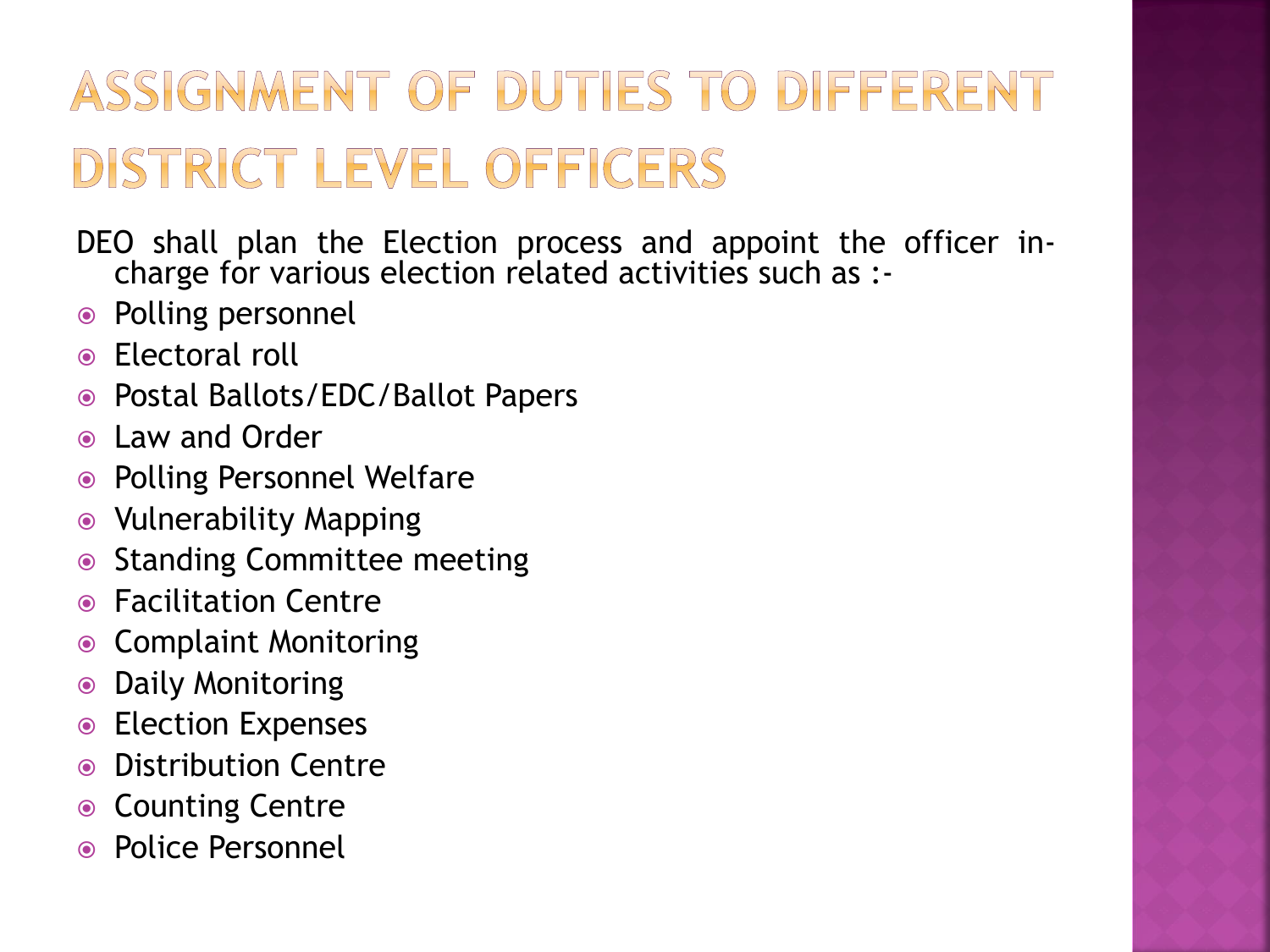# ASSIGNMENT OF DUTIES TO DIFFERENT DISTRICT LEVEL OFFICERS

DEO shall plan the Election process and appoint the officer in-charge for various election related activities such as :-

- Polling personnel
- Electoral roll
- Postal Ballots/EDC/Ballot Papers
- Law and Order
- Polling Personnel Welfare
- Vulnerability Mapping
- Standing Committee meeting
- Facilitation Centre
- Complaint Monitoring
- Daily Monitoring
- Election Expenses
- Distribution Centre
- Counting Centre
- Police Personnel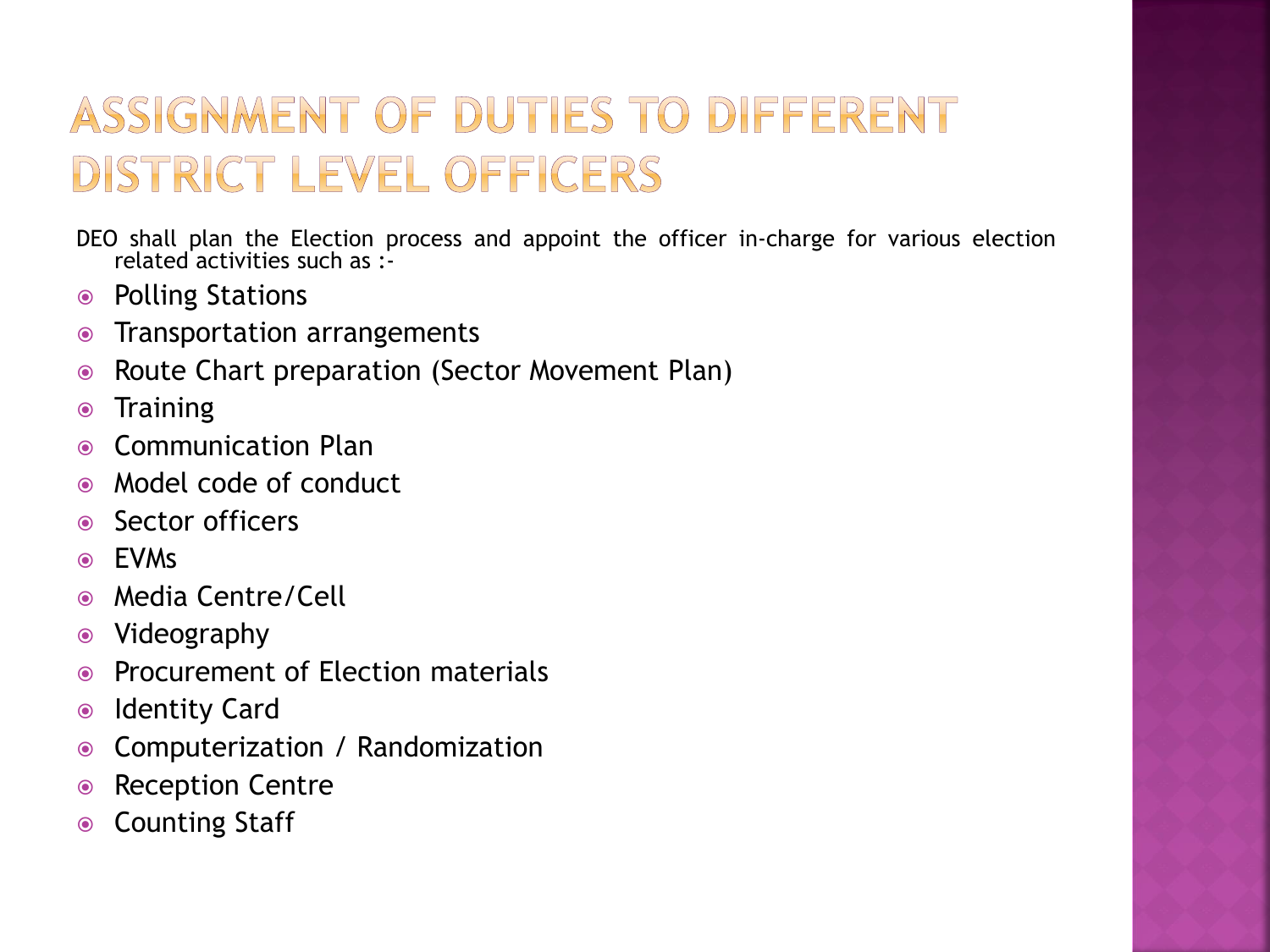# ASSIGNMENT OF DUTIES TO DIFFERENT DISTRICT LEVEL OFFICERS

DEO shall plan the Election process and appoint the officer in-charge for various election related activities such as :-

- Polling Stations
- Transportation arrangements
- Route Chart preparation (Sector Movement Plan)
- Training
- Communication Plan
- Model code of conduct
- Sector officers
- EVMs
- Media Centre/Cell
- Videography
- Procurement of Election materials
- Identity Card
- Computerization / Randomization
- Reception Centre
- Counting Staff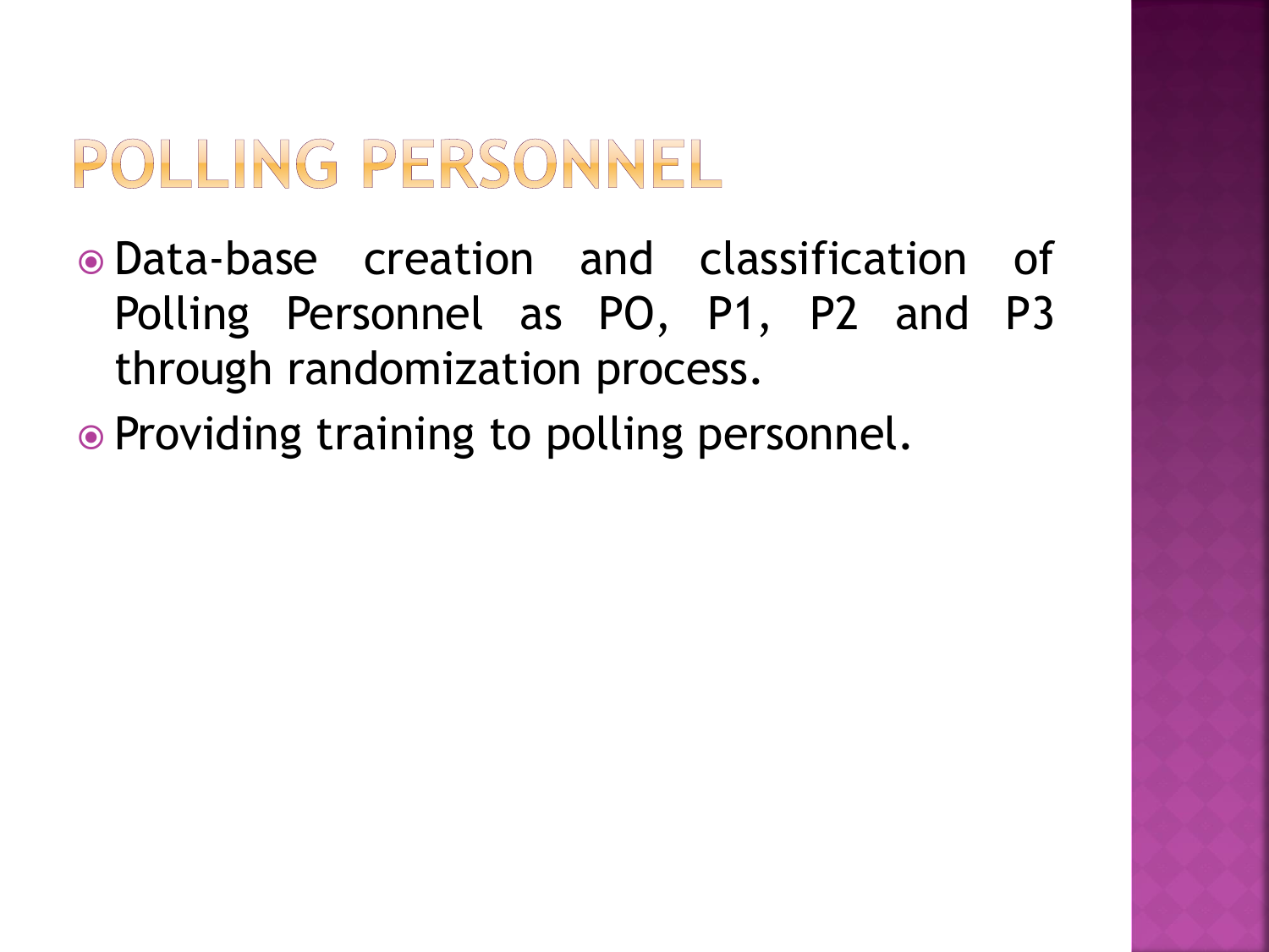# POLLING PERSONNEL

- Data-base creation and classification of Polling Personnel as PO, P1, P2 and P3 through randomization process.
- Providing training to polling personnel.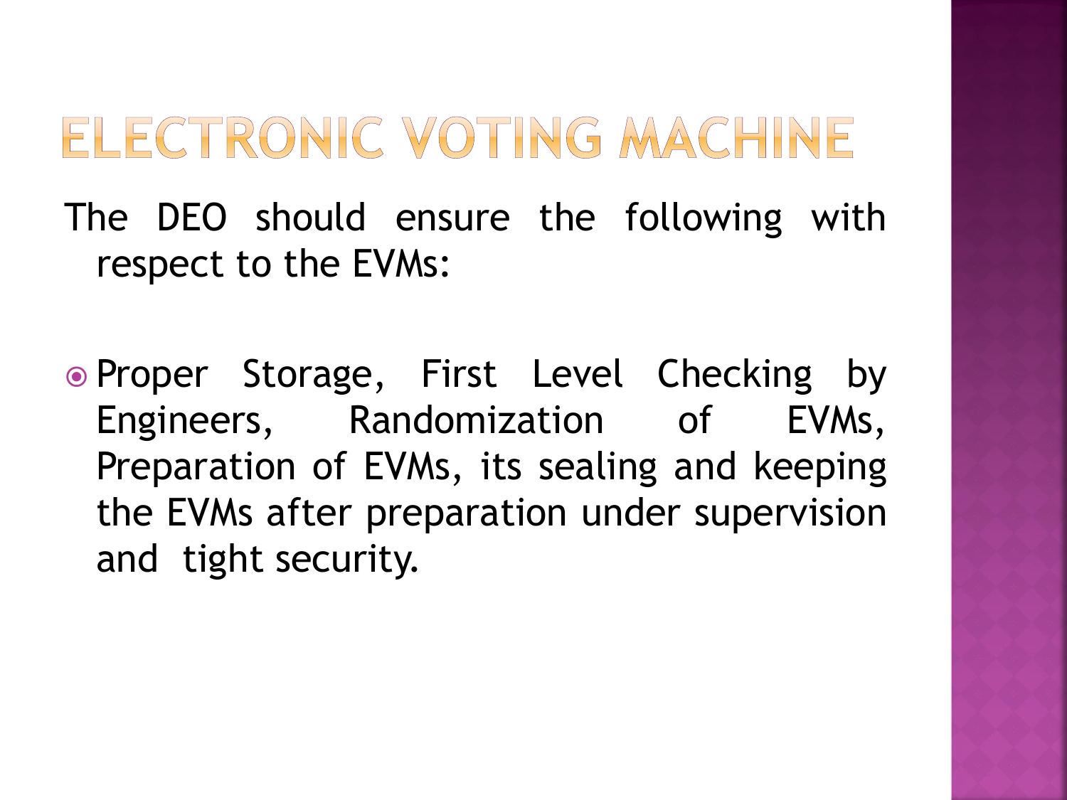# ELECTRONIC VOTING MACHINE

The DEO should ensure the following with respect to the EVMs:

- Proper Storage, First Level Checking by Engineers, Randomization of EVMs, Preparation of EVMs, its sealing and keeping the EVMs after preparation under supervision and tight security.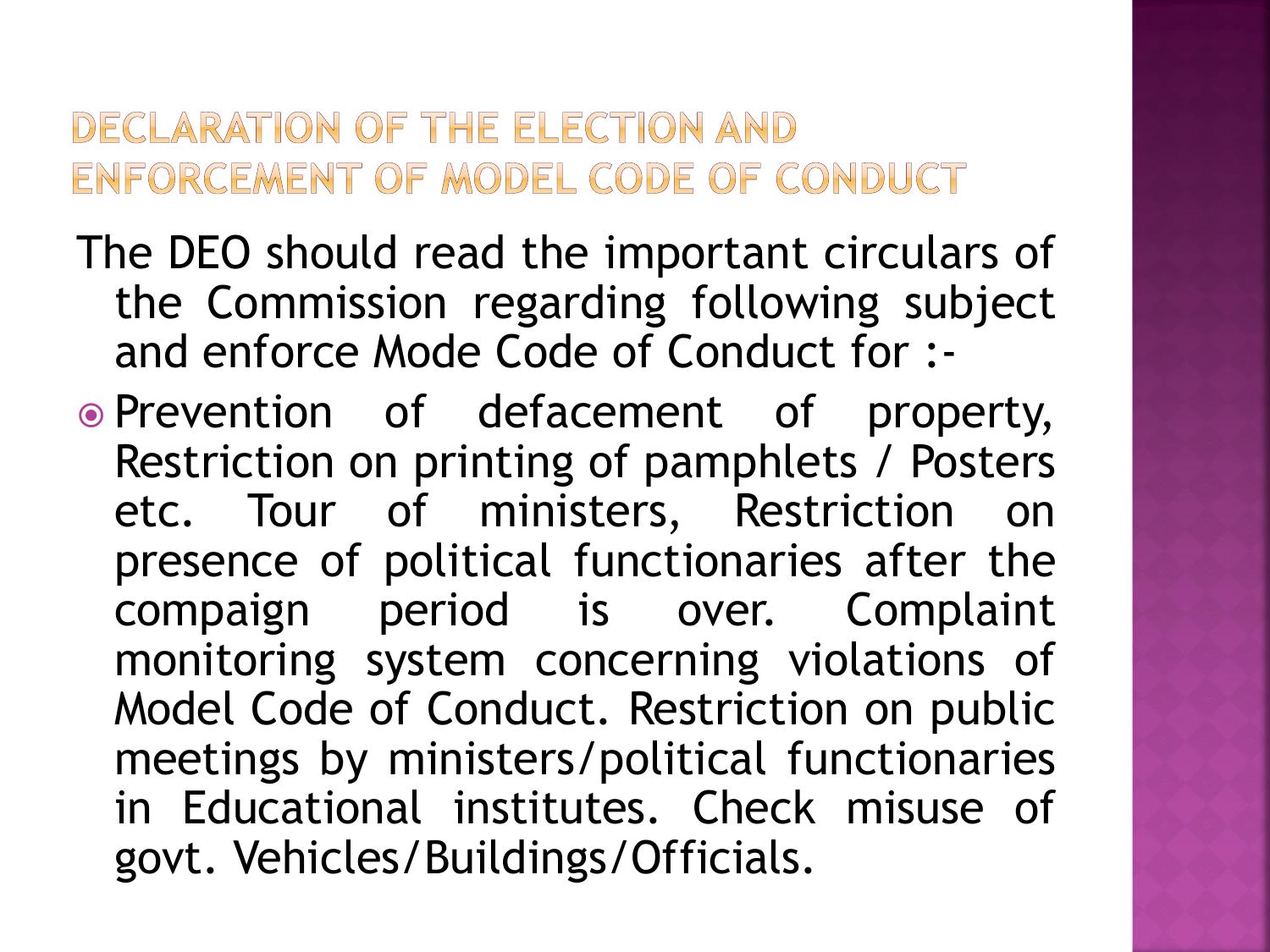## DECLARATION OF THE ELECTION AND ENFORCEMENT OF MODEL CODE OF CONDUCT

The DEO should read the important circulars of the Commission regarding following subject and enforce Mode Code of Conduct for :-

- Prevention of defacement of property, Restriction on printing of pamphlets / Posters etc. Tour of ministers, Restriction on presence of political functionaries after the compaign period is over. Complaint monitoring system concerning violations of Model Code of Conduct. Restriction on public meetings by ministers/political functionaries in Educational institutes. Check misuse of govt. Vehicles/Buildings/Officials.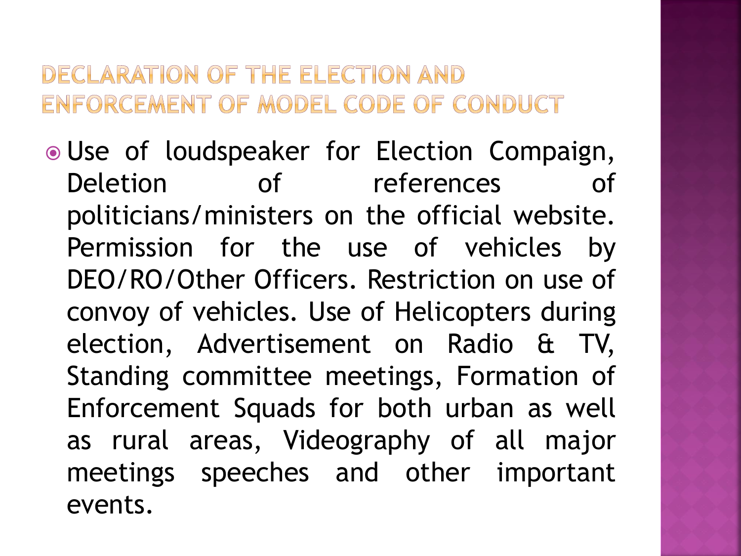## DECLARATION OF THE ELECTION AND ENFORCEMENT OF MODEL CODE OF CONDUCT

- Use of loudspeaker for Election Compaign, Deletion of references of politicians/ministers on the official website. Permission for the use of vehicles by DEO/RO/Other Officers. Restriction on use of convoy of vehicles. Use of Helicopters during election, Advertisement on Radio & TV, Standing committee meetings, Formation of Enforcement Squads for both urban as well as rural areas, Videography of all major meetings speeches and other important events.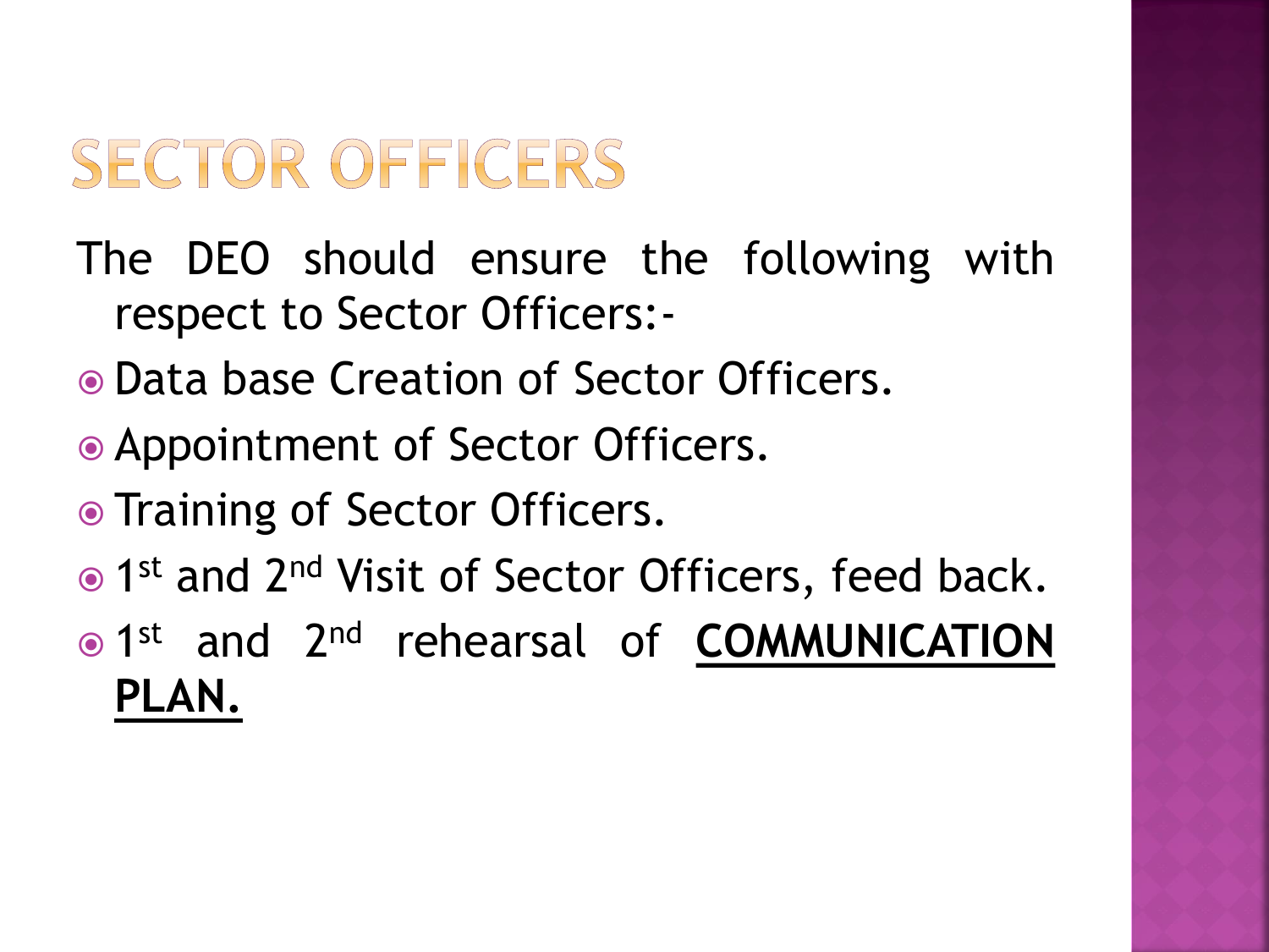# SECTOR OFFICERS

The DEO should ensure the following with respect to Sector Officers:-

- Data base Creation of Sector Officers.
- Appointment of Sector Officers.
- Training of Sector Officers.
- 1st and 2nd Visit of Sector Officers, feed back.
- 1st and 2nd rehearsal of **<u>COMMUNICATION PLAN.</u>**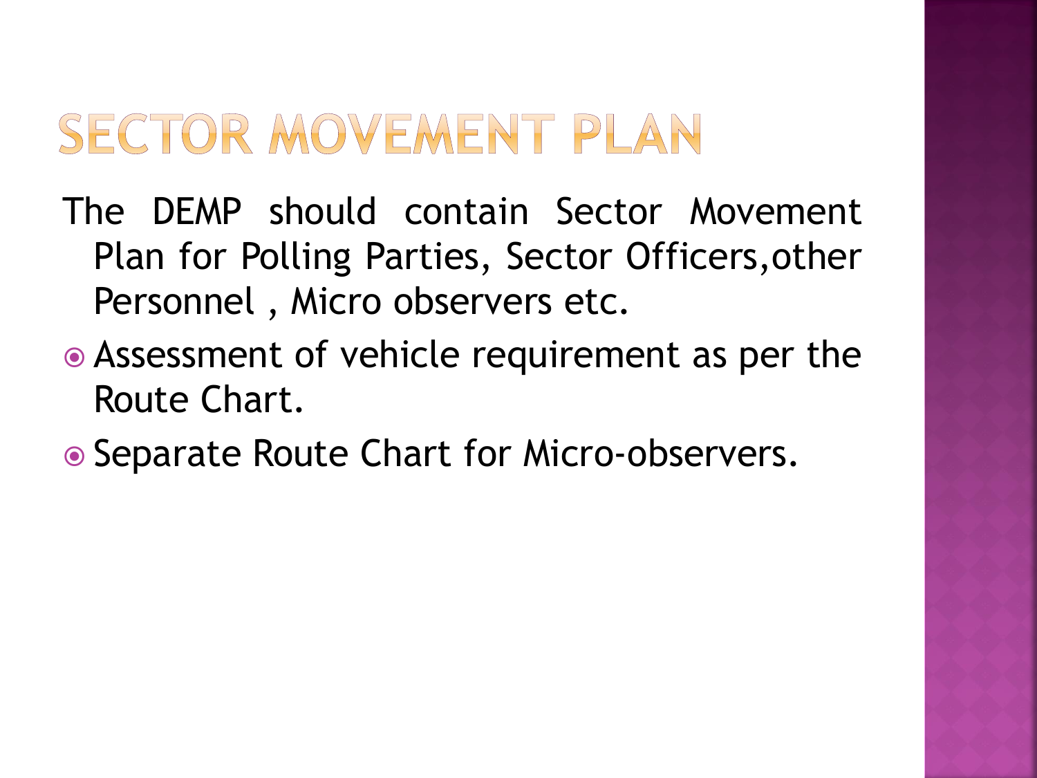# SECTOR MOVEMENT PLAN

The DEMP should contain Sector Movement Plan for Polling Parties, Sector Officers,other Personnel , Micro observers etc.

- Assessment of vehicle requirement as per the Route Chart.
- Separate Route Chart for Micro-observers.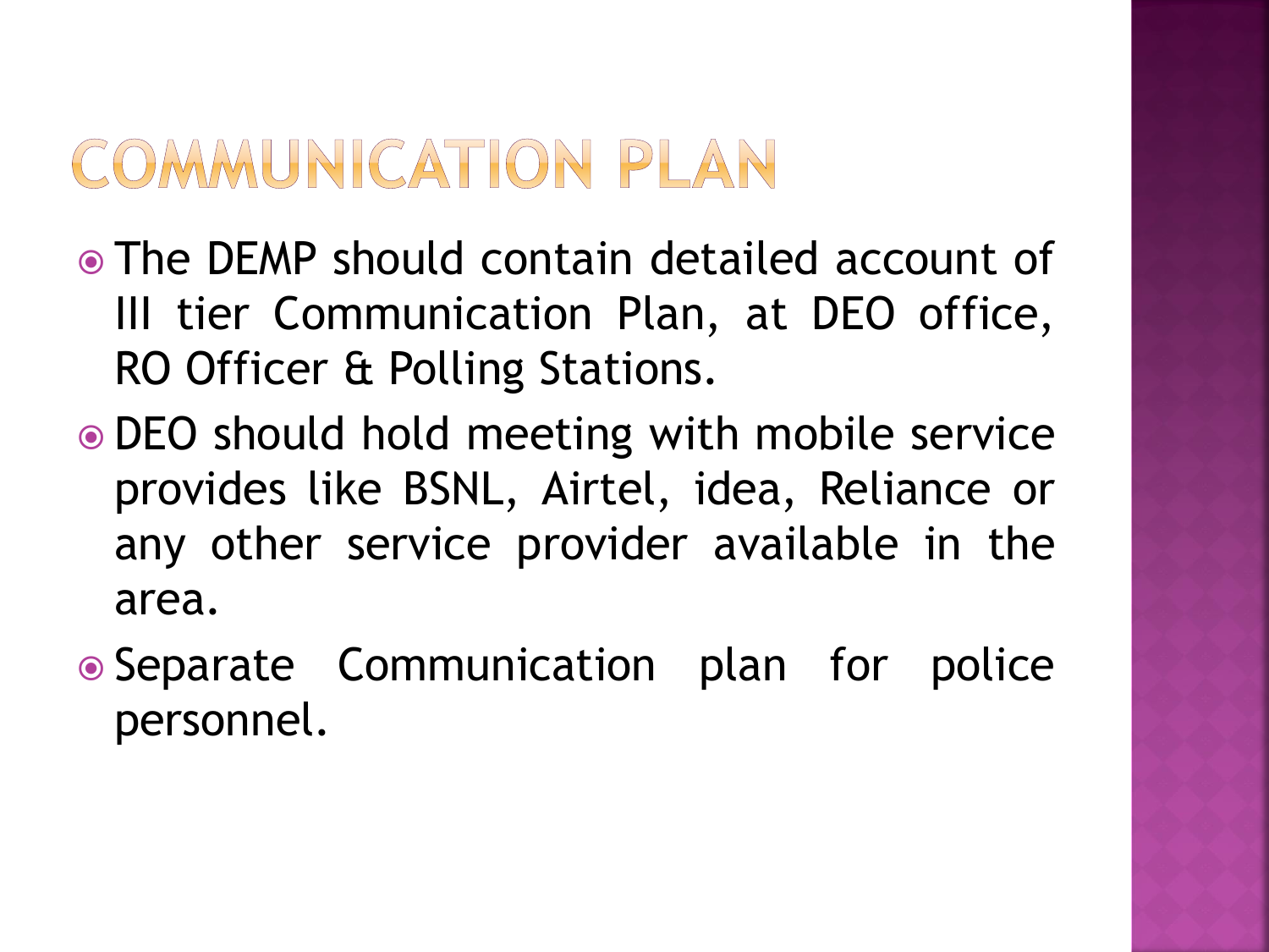# COMMUNICATION PLAN

- The DEMP should contain detailed account of III tier Communication Plan, at DEO office, RO Officer & Polling Stations.
- DEO should hold meeting with mobile service provides like BSNL, Airtel, idea, Reliance or any other service provider available in the area.
- Separate Communication plan for police personnel.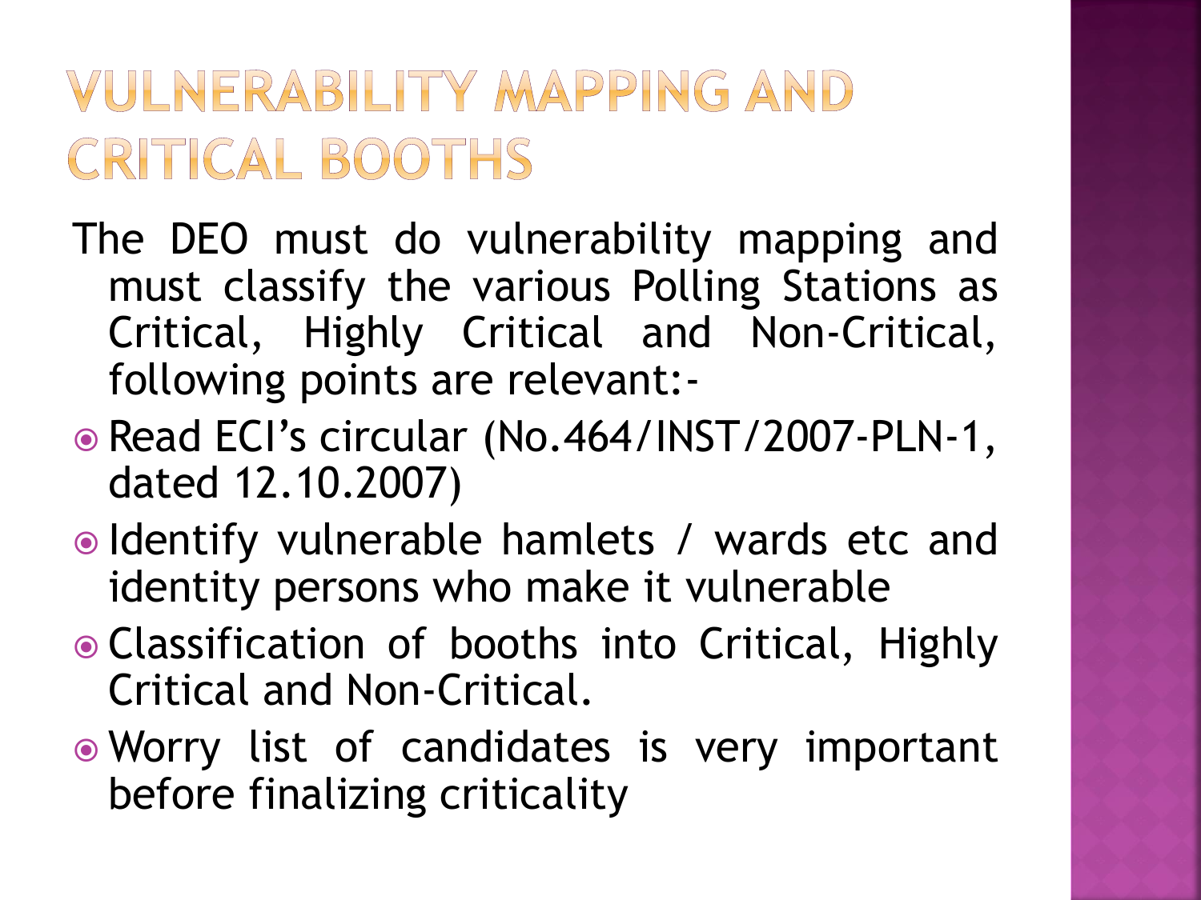# VULNERABILITY MAPPING AND CRITICAL BOOTHS

The DEO must do vulnerability mapping and must classify the various Polling Stations as Critical, Highly Critical and Non-Critical, following points are relevant:-

- Read ECI's circular (No.464/INST/2007-PLN-1, dated 12.10.2007)
- Identify vulnerable hamlets / wards etc and identity persons who make it vulnerable
- Classification of booths into Critical, Highly Critical and Non-Critical.
- Worry list of candidates is very important before finalizing criticality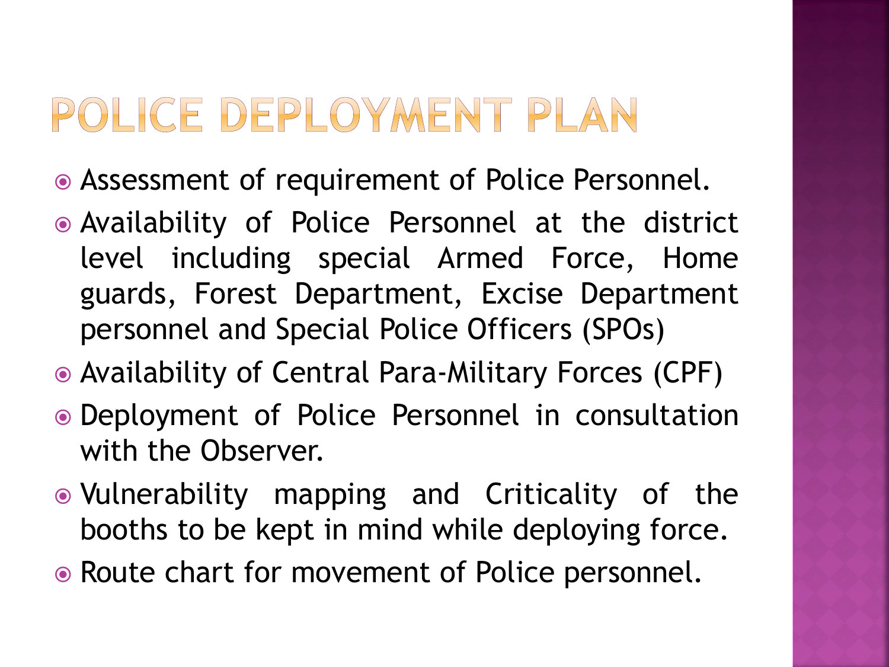# POLICE DEPLOYMENT PLAN

- Assessment of requirement of Police Personnel.
- Availability of Police Personnel at the district level including special Armed Force, Home guards, Forest Department, Excise Department personnel and Special Police Officers (SPOs)
- Availability of Central Para-Military Forces (CPF)
- Deployment of Police Personnel in consultation with the Observer.
- Vulnerability mapping and Criticality of the booths to be kept in mind while deploying force.
- Route chart for movement of Police personnel.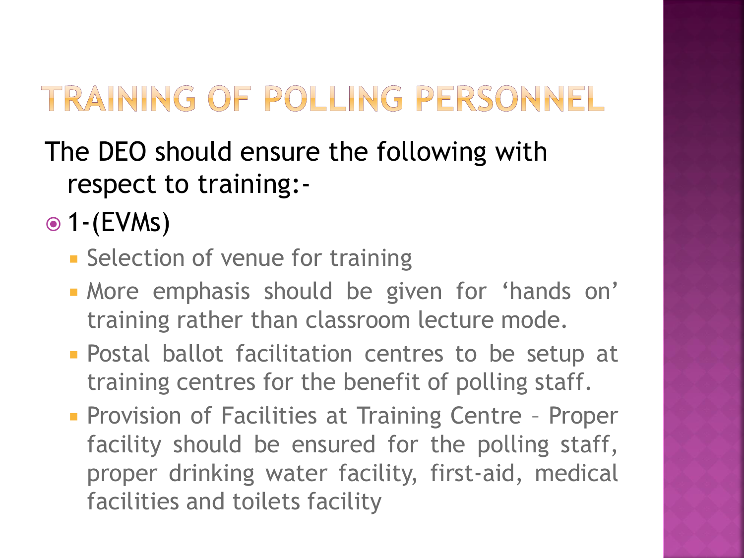# TRAINING OF POLLING PERSONNEL

The DEO should ensure the following with respect to training:-

- 1-(EVMs)
  - Selection of venue for training
  - More emphasis should be given for 'hands on' training rather than classroom lecture mode.
  - Postal ballot facilitation centres to be setup at training centres for the benefit of polling staff.
  - Provision of Facilities at Training Centre – Proper facility should be ensured for the polling staff, proper drinking water facility, first-aid, medical facilities and toilets facility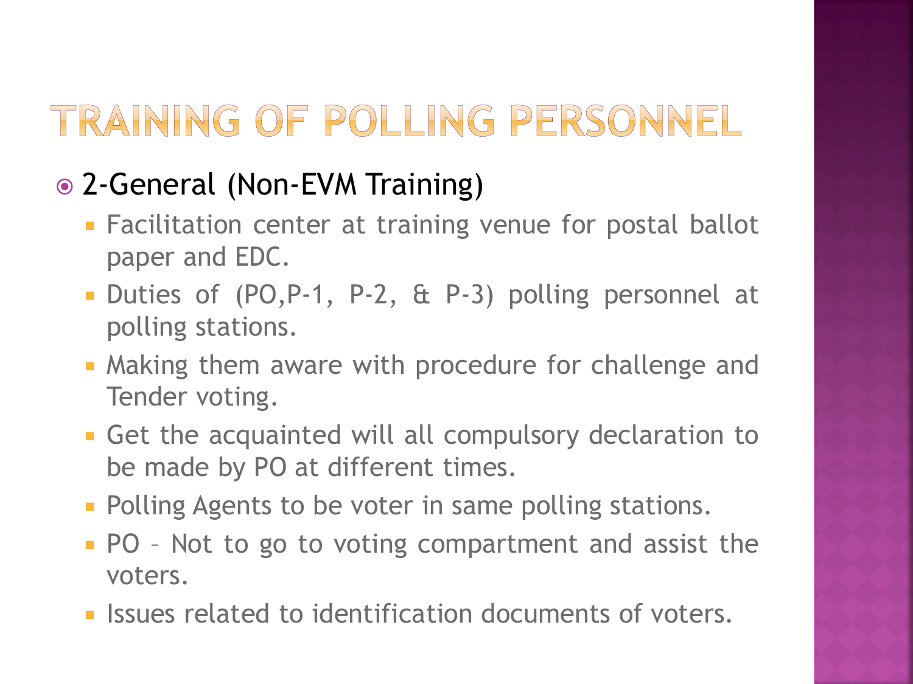# TRAINING OF POLLING PERSONNEL

- 2-General (Non-EVM Training)
  - Facilitation center at training venue for postal ballot paper and EDC.
  - Duties of (PO,P-1, P-2, & P-3) polling personnel at polling stations.
  - Making them aware with procedure for challenge and Tender voting.
  - Get the acquainted will all compulsory declaration to be made by PO at different times.
  - Polling Agents to be voter in same polling stations.
  - PO – Not to go to voting compartment and assist the voters.
  - Issues related to identification documents of voters.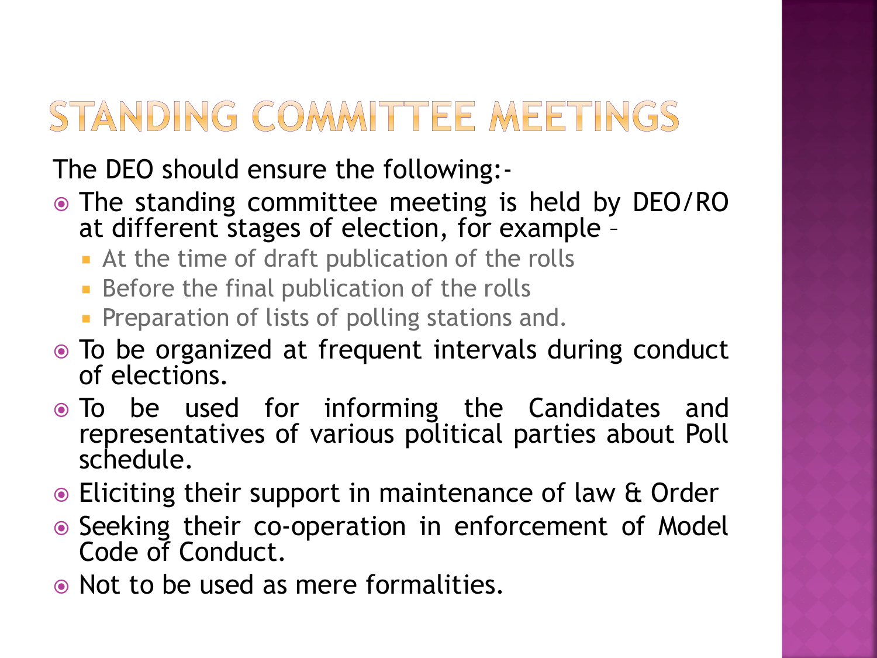# STANDING COMMITTEE MEETINGS

The DEO should ensure the following:-

- The standing committee meeting is held by DEO/RO at different stages of election, for example –
  - At the time of draft publication of the rolls
  - Before the final publication of the rolls
  - Preparation of lists of polling stations and.
- To be organized at frequent intervals during conduct of elections.
- To be used for informing the Candidates and representatives of various political parties about Poll schedule.
- Eliciting their support in maintenance of law & Order
- Seeking their co-operation in enforcement of Model Code of Conduct.
- Not to be used as mere formalities.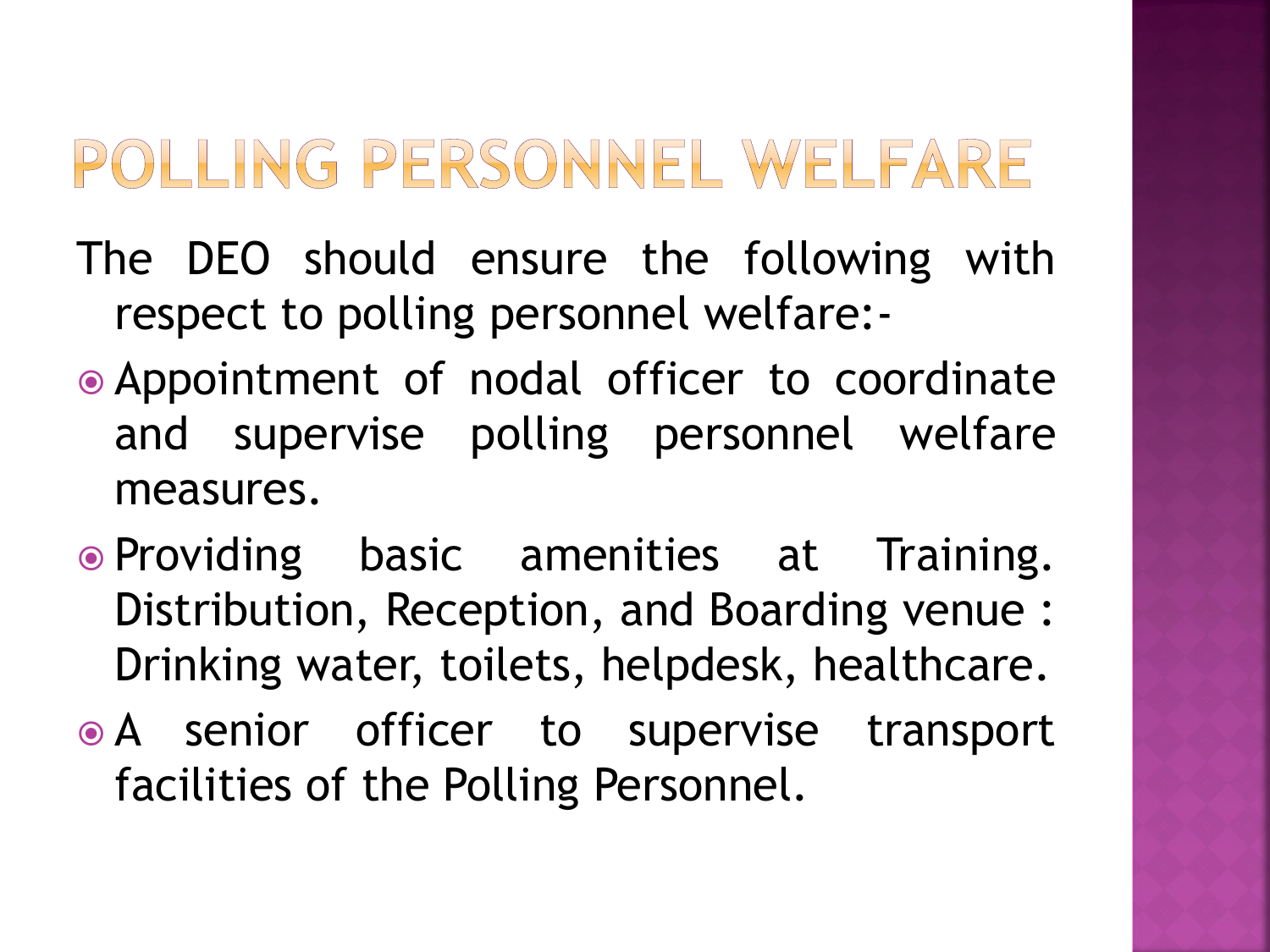# POLLING PERSONNEL WELFARE

The DEO should ensure the following with respect to polling personnel welfare:-

- Appointment of nodal officer to coordinate and supervise polling personnel welfare measures.
- Providing basic amenities at Training. Distribution, Reception, and Boarding venue : Drinking water, toilets, helpdesk, healthcare.
- A senior officer to supervise transport facilities of the Polling Personnel.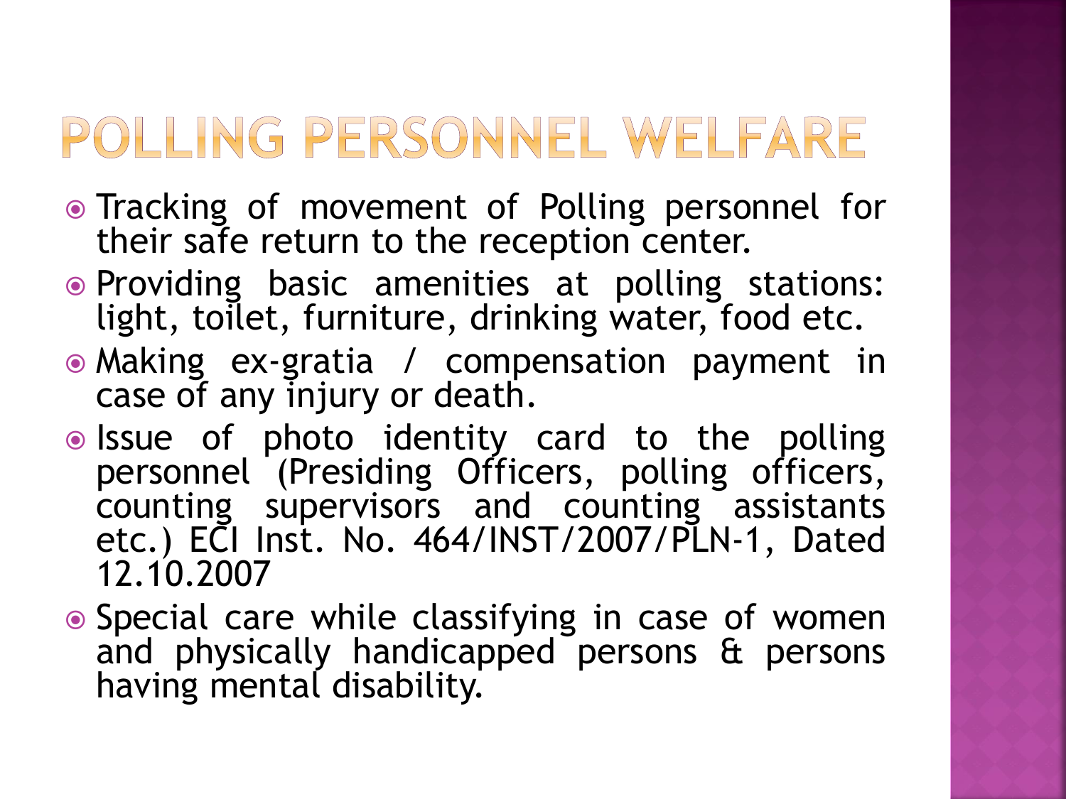# POLLING PERSONNEL WELFARE

- Tracking of movement of Polling personnel for their safe return to the reception center.
- Providing basic amenities at polling stations: light, toilet, furniture, drinking water, food etc.
- Making ex-gratia / compensation payment in case of any injury or death.
- Issue of photo identity card to the polling personnel (Presiding Officers, polling officers, counting supervisors and counting assistants etc.) ECI Inst. No. 464/INST/2007/PLN-1, Dated 12.10.2007
- Special care while classifying in case of women and physically handicapped persons & persons having mental disability.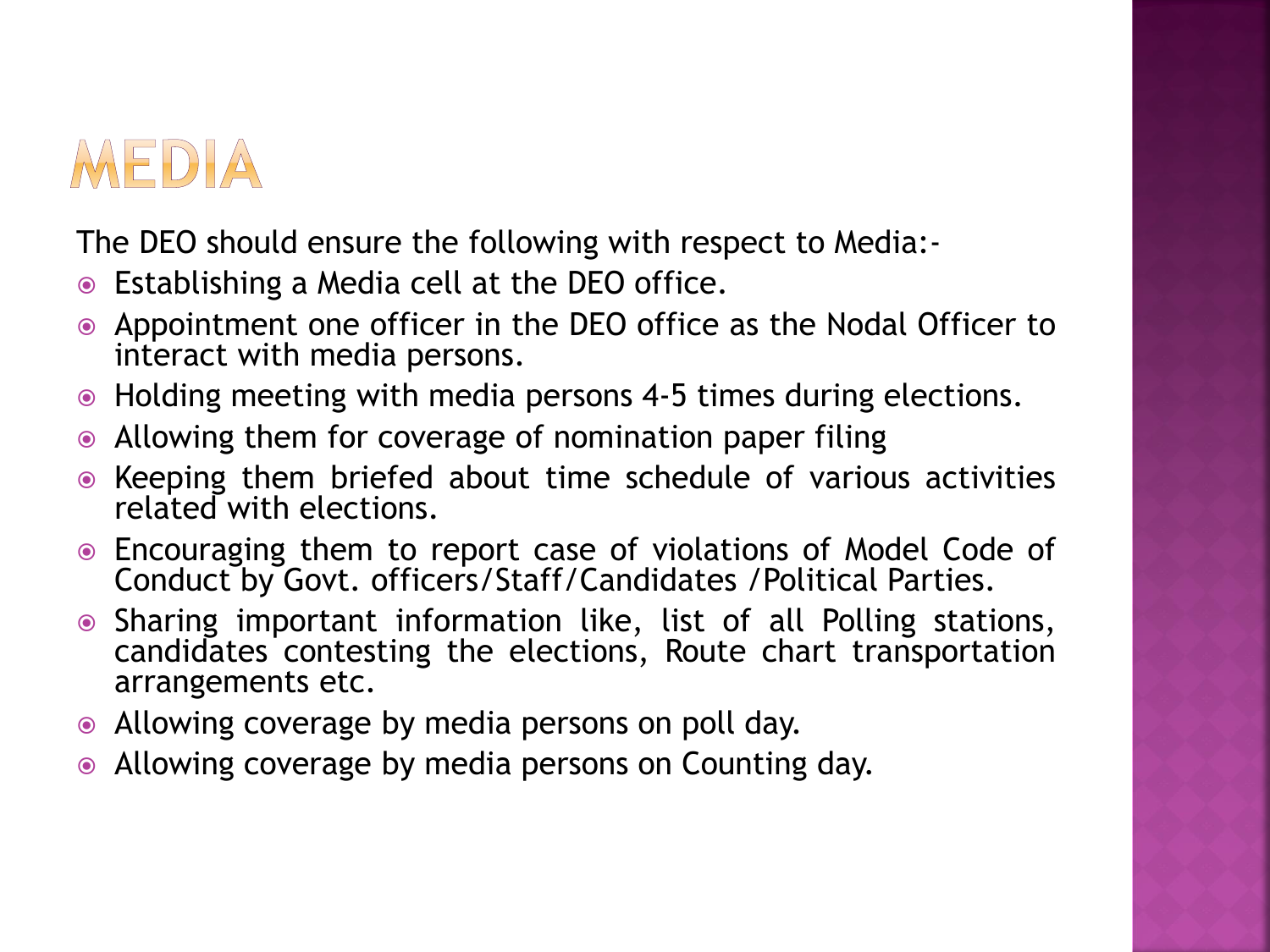# MEDIA

The DEO should ensure the following with respect to Media:-

- Establishing a Media cell at the DEO office.
- Appointment one officer in the DEO office as the Nodal Officer to interact with media persons.
- Holding meeting with media persons 4-5 times during elections.
- Allowing them for coverage of nomination paper filing
- Keeping them briefed about time schedule of various activities related with elections.
- Encouraging them to report case of violations of Model Code of Conduct by Govt. officers/Staff/Candidates /Political Parties.
- Sharing important information like, list of all Polling stations, candidates contesting the elections, Route chart transportation arrangements etc.
- Allowing coverage by media persons on poll day.
- Allowing coverage by media persons on Counting day.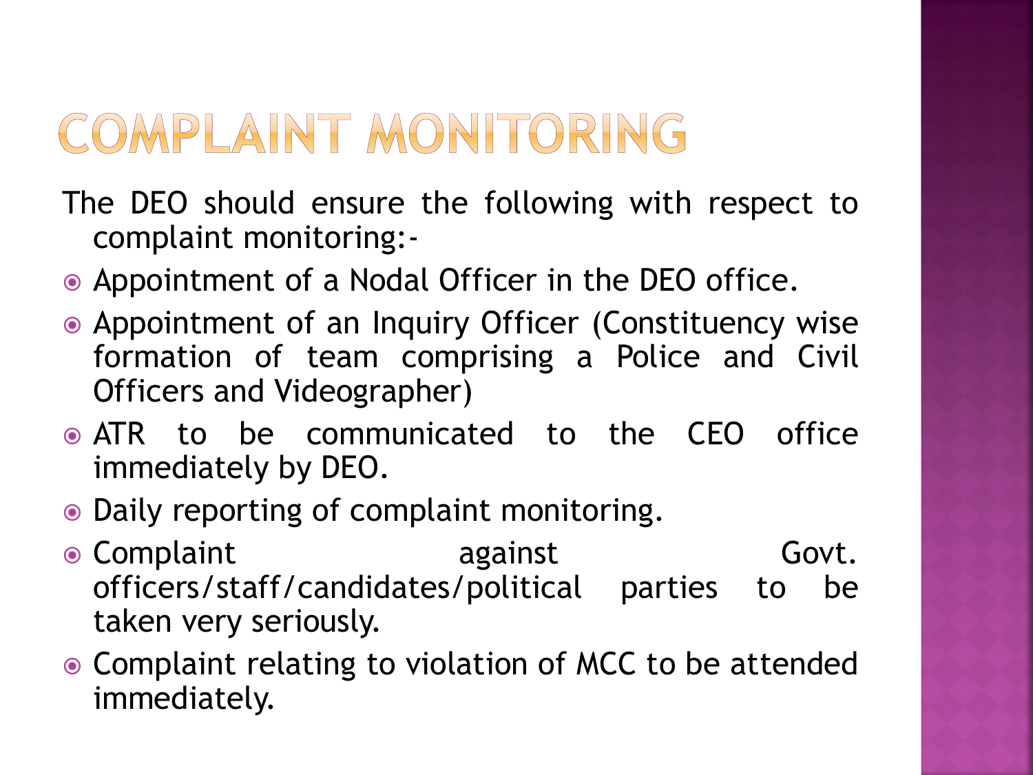# COMPLAINT MONITORING

The DEO should ensure the following with respect to complaint monitoring:-

- Appointment of a Nodal Officer in the DEO office.
- Appointment of an Inquiry Officer (Constituency wise formation of team comprising a Police and Civil Officers and Videographer)
- ATR to be communicated to the CEO office immediately by DEO.
- Daily reporting of complaint monitoring.
- Complaint against Govt. officers/staff/candidates/political parties to be taken very seriously.
- Complaint relating to violation of MCC to be attended immediately.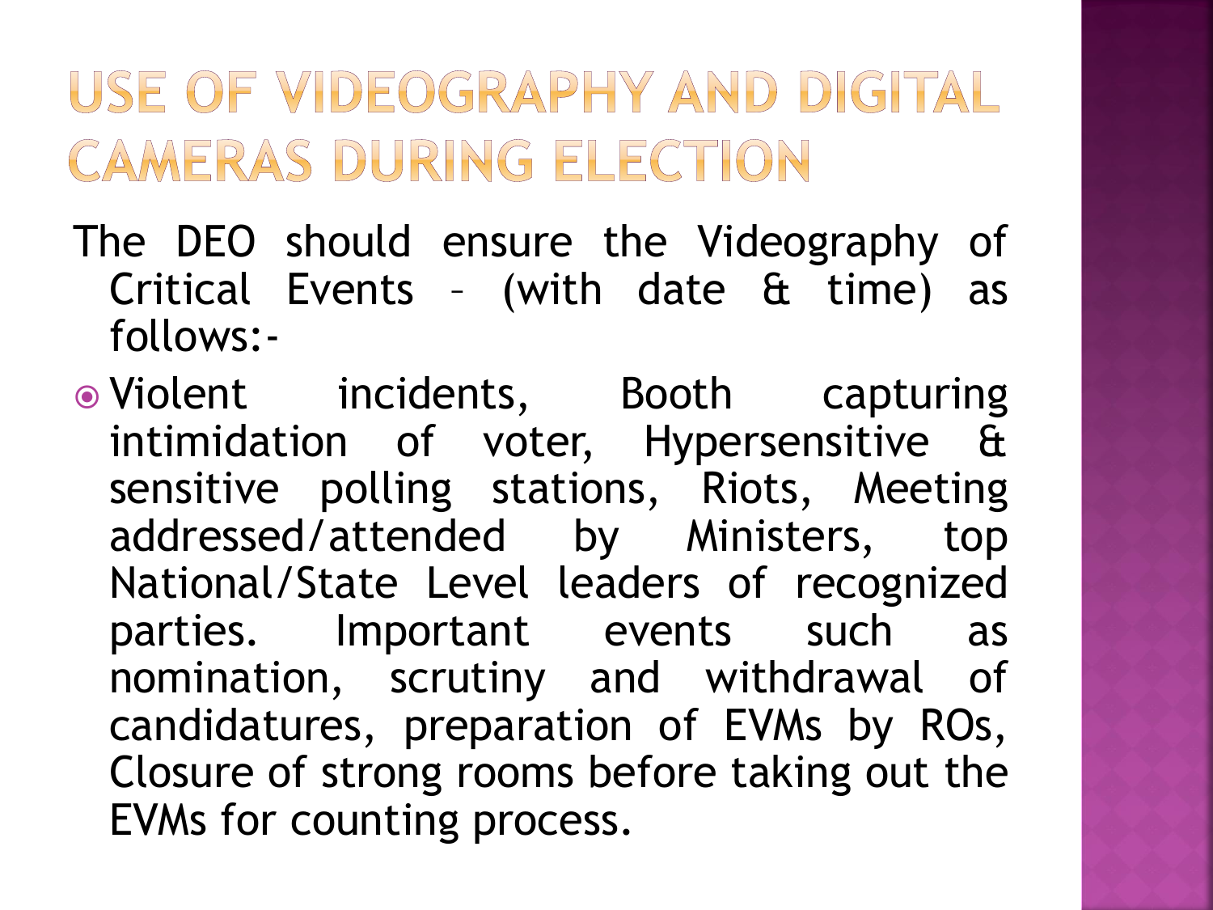# USE OF VIDEOGRAPHY AND DIGITAL CAMERAS DURING ELECTION

The DEO should ensure the Videography of Critical Events – (with date & time) as follows:-

- Violent incidents, Booth capturing intimidation of voter, Hypersensitive & sensitive polling stations, Riots, Meeting addressed/attended by Ministers, top National/State Level leaders of recognized parties. Important events such as nomination, scrutiny and withdrawal of candidatures, preparation of EVMs by ROs, Closure of strong rooms before taking out the EVMs for counting process.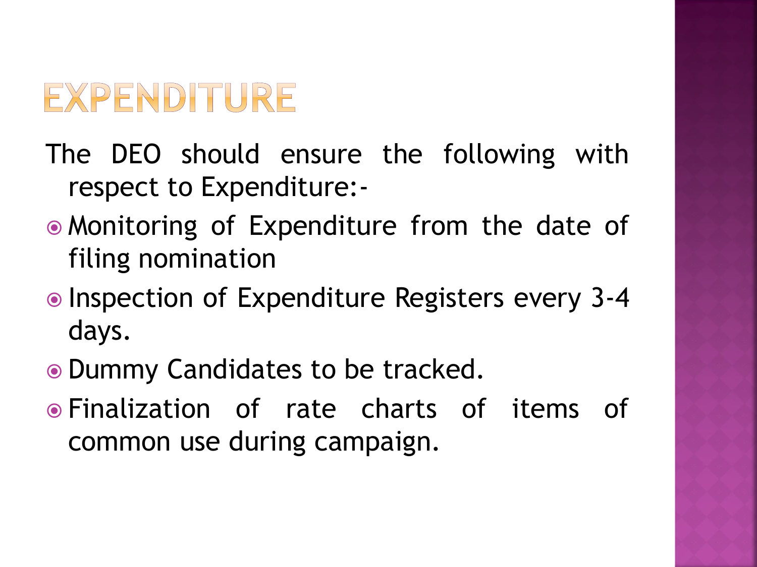# EXPENDITURE

The DEO should ensure the following with respect to Expenditure:-

- Monitoring of Expenditure from the date of filing nomination
- Inspection of Expenditure Registers every 3-4 days.
- Dummy Candidates to be tracked.
- Finalization of rate charts of items of common use during campaign.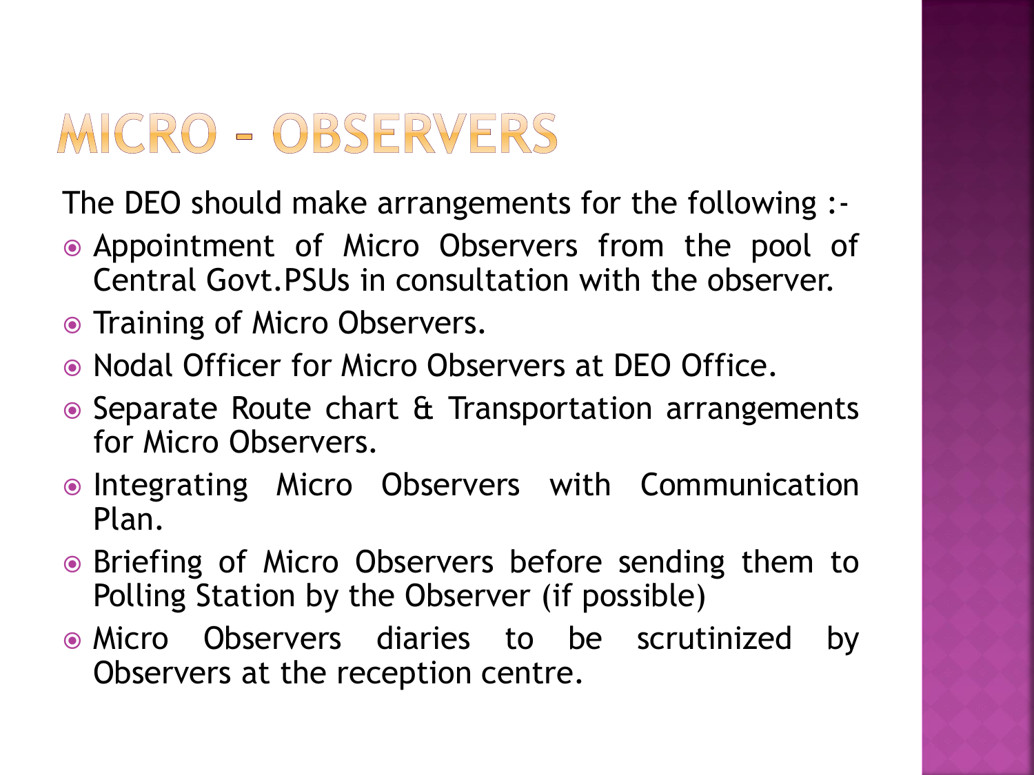# MICRO - OBSERVERS

The DEO should make arrangements for the following :-

- Appointment of Micro Observers from the pool of Central Govt.PSUs in consultation with the observer.
- Training of Micro Observers.
- Nodal Officer for Micro Observers at DEO Office.
- Separate Route chart & Transportation arrangements for Micro Observers.
- Integrating Micro Observers with Communication Plan.
- Briefing of Micro Observers before sending them to Polling Station by the Observer (if possible)
- Micro Observers diaries to be scrutinized by Observers at the reception centre.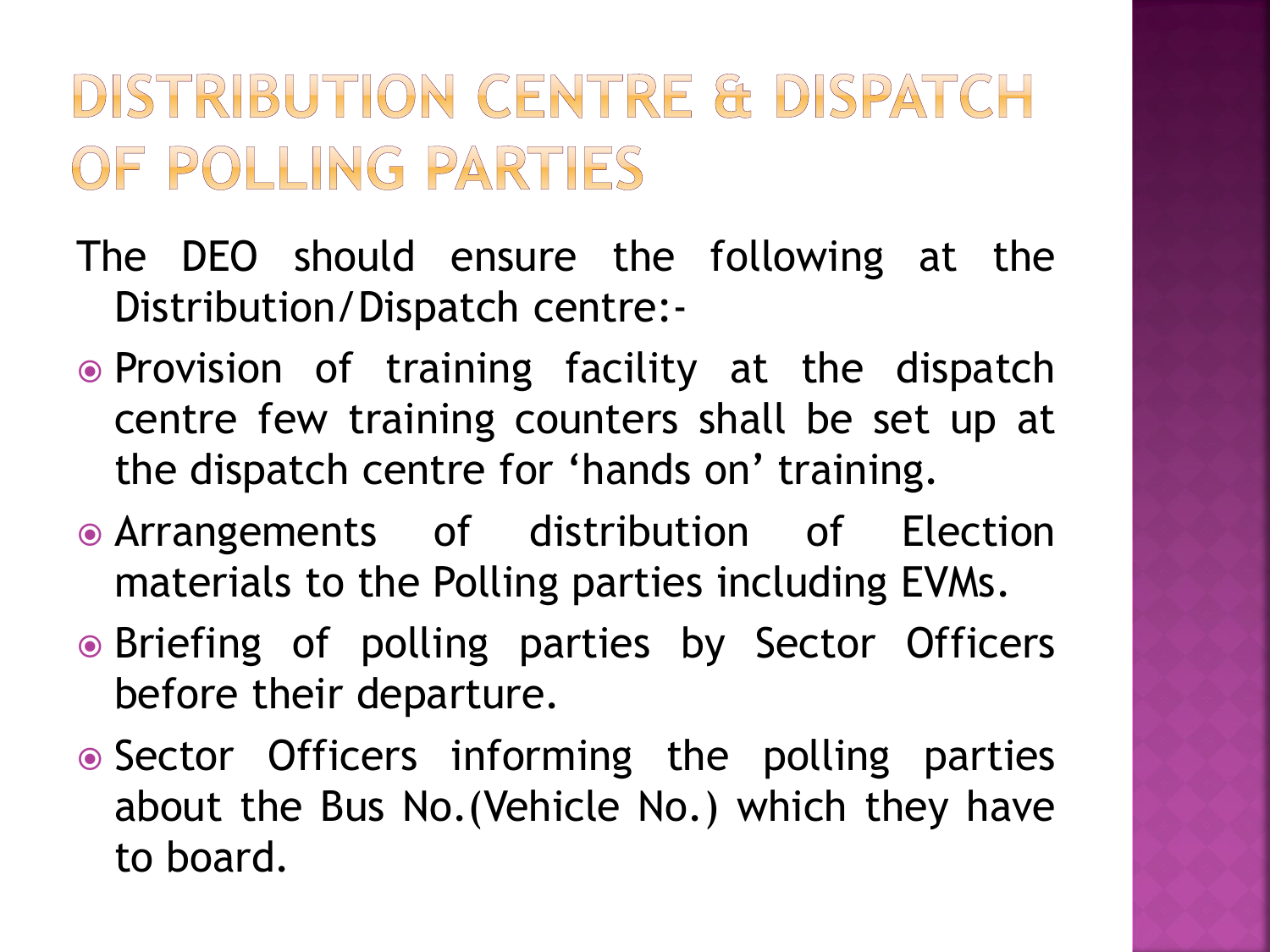# DISTRIBUTION CENTRE & DISPATCH OF POLLING PARTIES

The DEO should ensure the following at the Distribution/Dispatch centre:-

- Provision of training facility at the dispatch centre few training counters shall be set up at the dispatch centre for 'hands on' training.
- Arrangements of distribution of Election materials to the Polling parties including EVMs.
- Briefing of polling parties by Sector Officers before their departure.
- Sector Officers informing the polling parties about the Bus No.(Vehicle No.) which they have to board.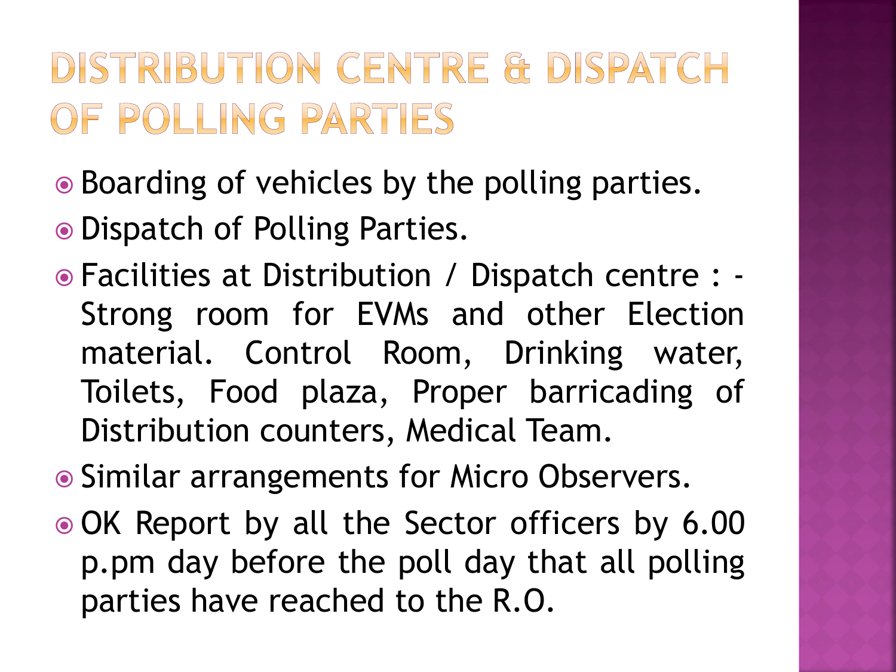# DISTRIBUTION CENTRE & DISPATCH OF POLLING PARTIES

- Boarding of vehicles by the polling parties.
- Dispatch of Polling Parties.
- Facilities at Distribution / Dispatch centre : - Strong room for EVMs and other Election material. Control Room, Drinking water, Toilets, Food plaza, Proper barricading of Distribution counters, Medical Team.
- Similar arrangements for Micro Observers.
- OK Report by all the Sector officers by 6.00 p.pm day before the poll day that all polling parties have reached to the R.O.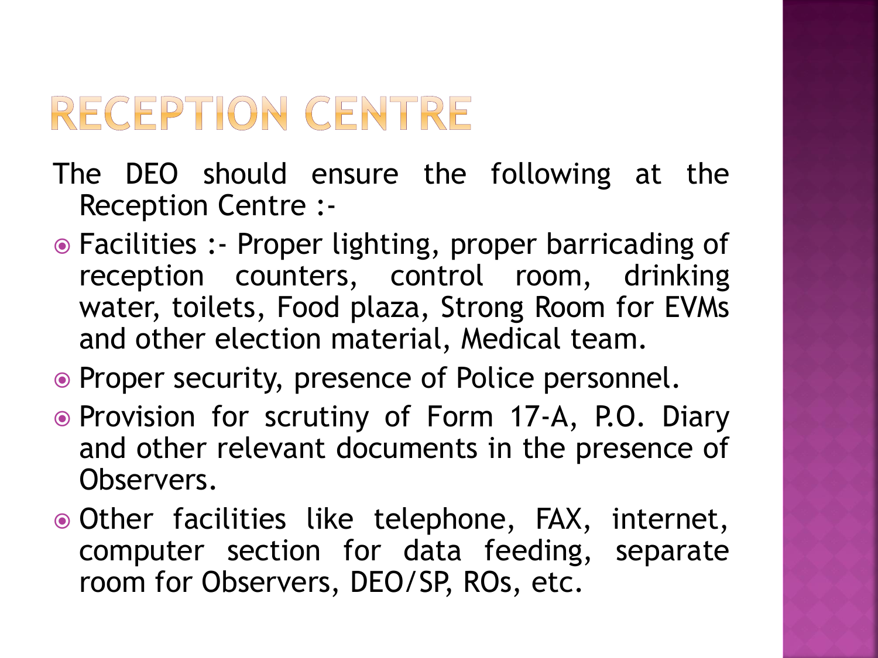# RECEPTION CENTRE

The DEO should ensure the following at the Reception Centre :-

- Facilities :- Proper lighting, proper barricading of reception counters, control room, drinking water, toilets, Food plaza, Strong Room for EVMs and other election material, Medical team.
- Proper security, presence of Police personnel.
- Provision for scrutiny of Form 17-A, P.O. Diary and other relevant documents in the presence of Observers.
- Other facilities like telephone, FAX, internet, computer section for data feeding, separate room for Observers, DEO/SP, ROs, etc.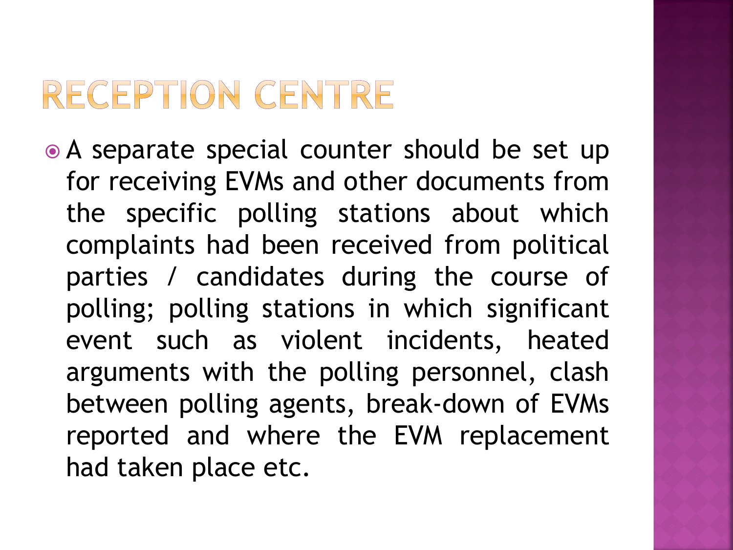# RECEPTION CENTRE

- A separate special counter should be set up for receiving EVMs and other documents from the specific polling stations about which complaints had been received from political parties / candidates during the course of polling; polling stations in which significant event such as violent incidents, heated arguments with the polling personnel, clash between polling agents, break-down of EVMs reported and where the EVM replacement had taken place etc.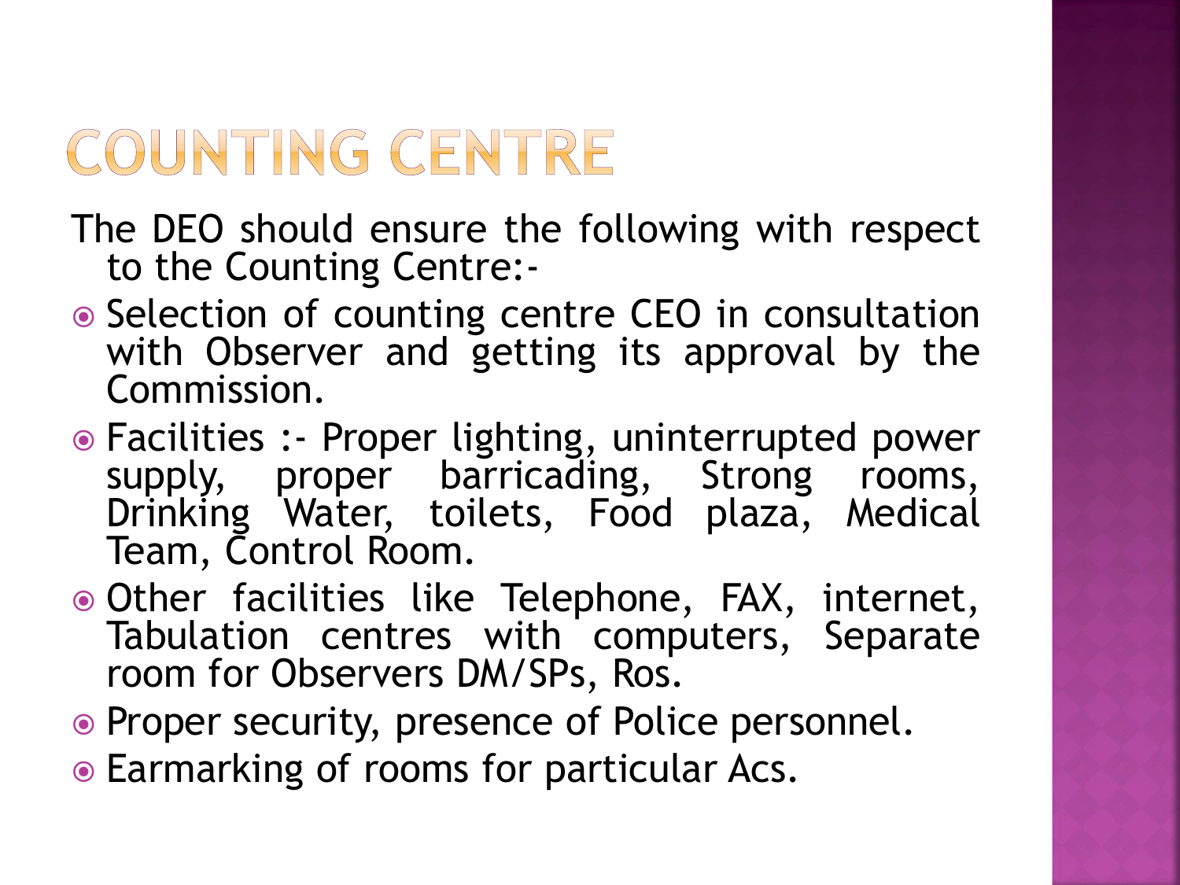# COUNTING CENTRE

The DEO should ensure the following with respect to the Counting Centre:-

- Selection of counting centre CEO in consultation with Observer and getting its approval by the Commission.
- Facilities :- Proper lighting, uninterrupted power supply, proper barricading, Strong rooms, Drinking Water, toilets, Food plaza, Medical Team, Control Room.
- Other facilities like Telephone, FAX, internet, Tabulation centres with computers, Separate room for Observers DM/SPs, Ros.
- Proper security, presence of Police personnel.
- Earmarking of rooms for particular Acs.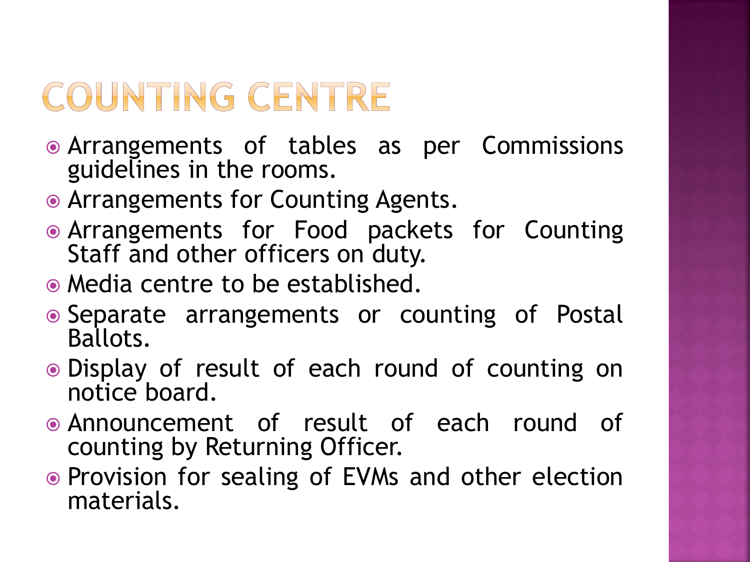# COUNTING CENTRE

- Arrangements of tables as per Commissions guidelines in the rooms.
- Arrangements for Counting Agents.
- Arrangements for Food packets for Counting Staff and other officers on duty.
- Media centre to be established.
- Separate arrangements or counting of Postal Ballots.
- Display of result of each round of counting on notice board.
- Announcement of result of each round of counting by Returning Officer.
- Provision for sealing of EVMs and other election materials.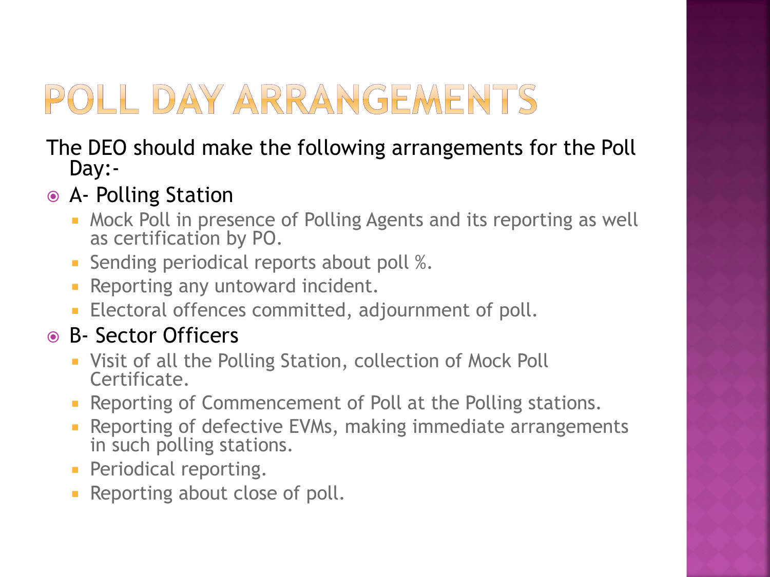# POLL DAY ARRANGEMENTS

The DEO should make the following arrangements for the Poll Day:-

- A- Polling Station
  - Mock Poll in presence of Polling Agents and its reporting as well as certification by PO.
  - Sending periodical reports about poll %.
  - Reporting any untoward incident.
  - Electoral offences committed, adjournment of poll.
- B- Sector Officers
  - Visit of all the Polling Station, collection of Mock Poll Certificate.
  - Reporting of Commencement of Poll at the Polling stations.
  - Reporting of defective EVMs, making immediate arrangements in such polling stations.
  - Periodical reporting.
  - Reporting about close of poll.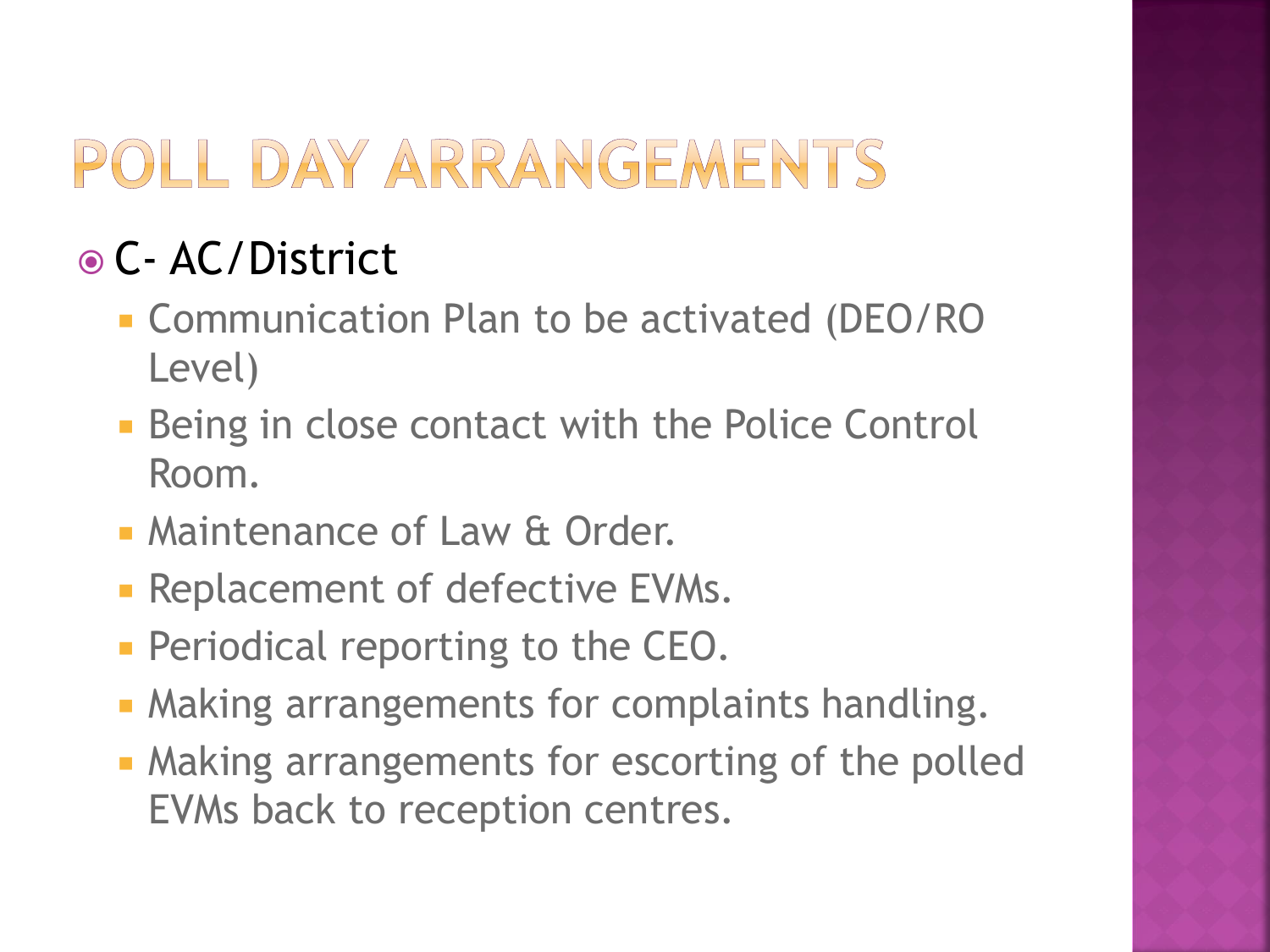# POLL DAY ARRANGEMENTS

- C- AC/District
  - Communication Plan to be activated (DEO/RO Level)
  - Being in close contact with the Police Control Room.
  - Maintenance of Law & Order.
  - Replacement of defective EVMs.
  - Periodical reporting to the CEO.
  - Making arrangements for complaints handling.
  - Making arrangements for escorting of the polled EVMs back to reception centres.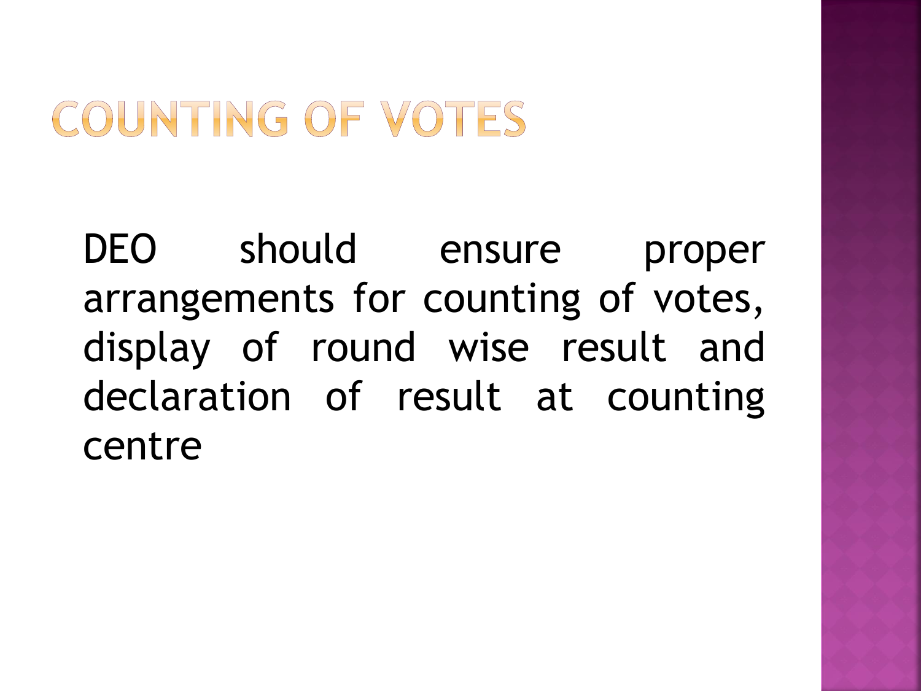# COUNTING OF VOTES

DEO should ensure proper arrangements for counting of votes, display of round wise result and declaration of result at counting centre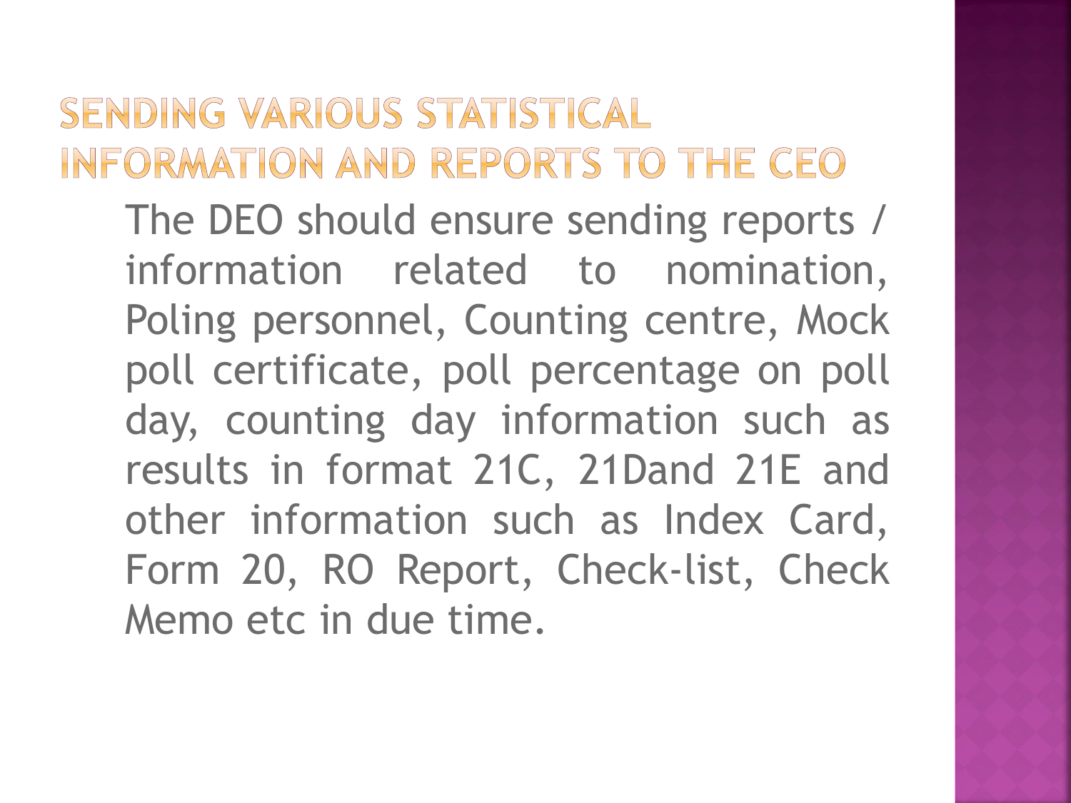## SENDING VARIOUS STATISTICAL INFORMATION AND REPORTS TO THE CEO

The DEO should ensure sending reports / information related to nomination, Poling personnel, Counting centre, Mock poll certificate, poll percentage on poll day, counting day information such as results in format 21C, 21Dand 21E and other information such as Index Card, Form 20, RO Report, Check-list, Check Memo etc in due time.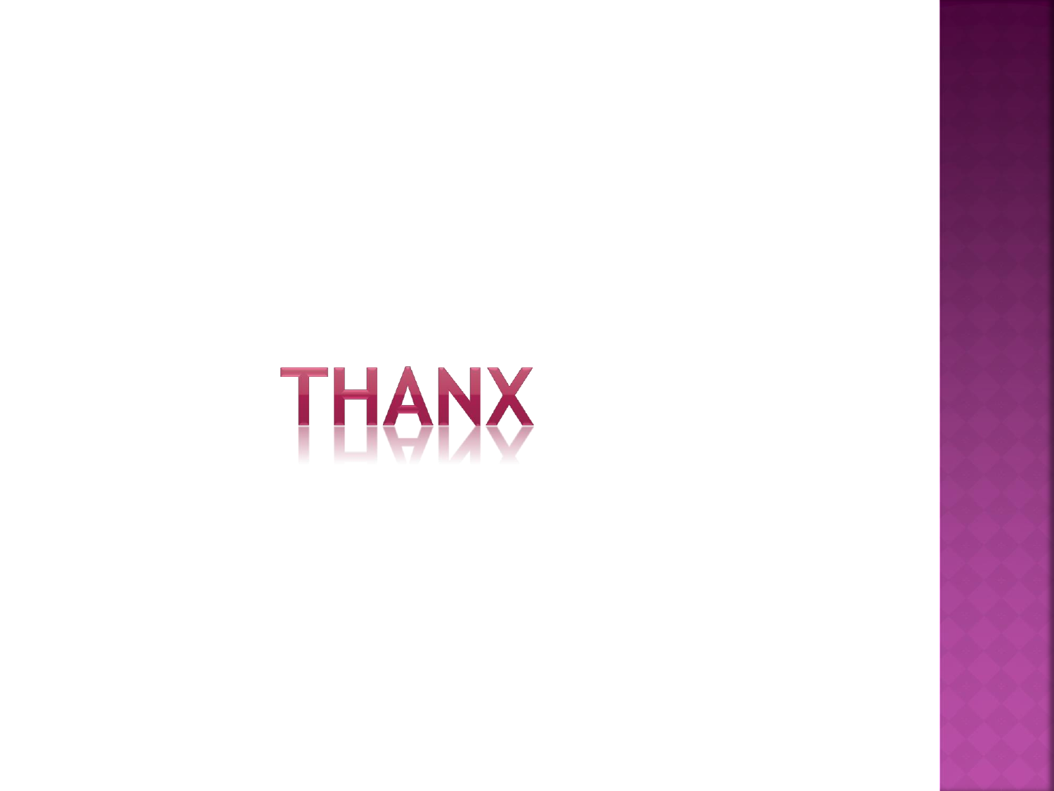# THANX